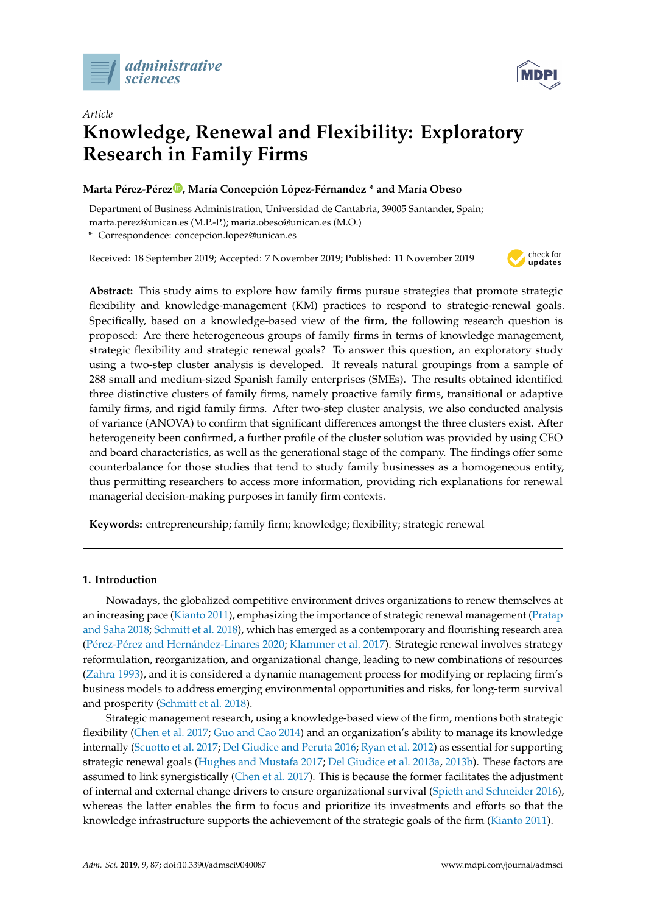*Article*

# Knowledge, Renewal and Flexibility: Exploratory Research in Family Firms

**Marta Pérez-Pérez, María Concepción López-Férnandez * and María Obeso**

Department of Business Administration, Universidad de Cantabria, 39005 Santander, Spain; marta.perez@unican.es (M.P.-P.); maria.obeso@unican.es (M.O.)

\* Correspondence: concepcion.lopez@unican.es

Received: 18 September 2019; Accepted: 7 November 2019; Published: 11 November 2019

**Abstract:** This study aims to explore how family firms pursue strategies that promote strategic flexibility and knowledge-management (KM) practices to respond to strategic-renewal goals. Specifically, based on a knowledge-based view of the firm, the following research question is proposed: Are there heterogeneous groups of family firms in terms of knowledge management, strategic flexibility and strategic renewal goals? To answer this question, an exploratory study using a two-step cluster analysis is developed. It reveals natural groupings from a sample of 288 small and medium-sized Spanish family enterprises (SMEs). The results obtained identified three distinctive clusters of family firms, namely proactive family firms, transitional or adaptive family firms, and rigid family firms. After two-step cluster analysis, we also conducted analysis of variance (ANOVA) to confirm that significant differences amongst the three clusters exist. After heterogeneity been confirmed, a further profile of the cluster solution was provided by using CEO and board characteristics, as well as the generational stage of the company. The findings offer some counterbalance for those studies that tend to study family businesses as a homogeneous entity, thus permitting researchers to access more information, providing rich explanations for renewal managerial decision-making purposes in family firm contexts.

**Keywords:** entrepreneurship; family firm; knowledge; flexibility; strategic renewal

## 1. Introduction

Nowadays, the globalized competitive environment drives organizations to renew themselves at an increasing pace (Kianto 2011), emphasizing the importance of strategic renewal management (Pratap and Saha 2018; Schmitt et al. 2018), which has emerged as a contemporary and flourishing research area (Pérez-Pérez and Hernández-Linares 2020; Klammer et al. 2017). Strategic renewal involves strategy reformulation, reorganization, and organizational change, leading to new combinations of resources (Zahra 1993), and it is considered a dynamic management process for modifying or replacing firm's business models to address emerging environmental opportunities and risks, for long-term survival and prosperity (Schmitt et al. 2018).

Strategic management research, using a knowledge-based view of the firm, mentions both strategic flexibility (Chen et al. 2017; Guo and Cao 2014) and an organization's ability to manage its knowledge internally (Scuotto et al. 2017; Del Giudice and Peruta 2016; Ryan et al. 2012) as essential for supporting strategic renewal goals (Hughes and Mustafa 2017; Del Giudice et al. 2013a, 2013b). These factors are assumed to link synergistically (Chen et al. 2017). This is because the former facilitates the adjustment of internal and external change drivers to ensure organizational survival (Spieth and Schneider 2016), whereas the latter enables the firm to focus and prioritize its investments and efforts so that the knowledge infrastructure supports the achievement of the strategic goals of the firm (Kianto 2011).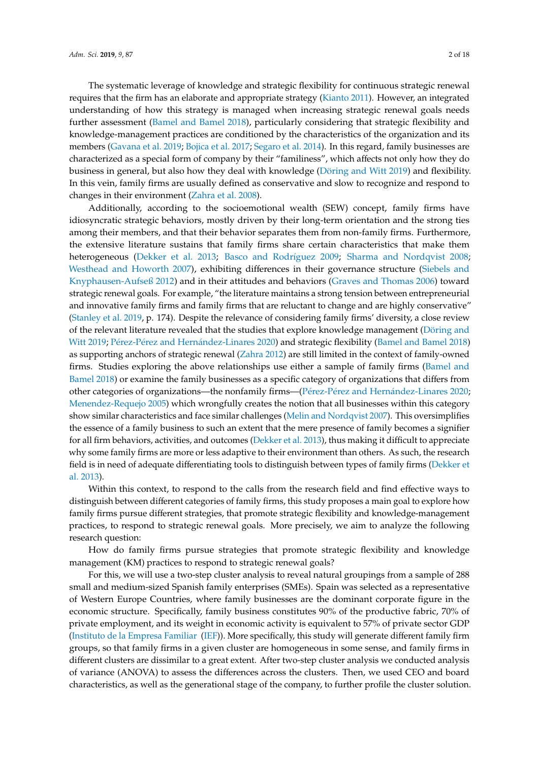The systematic leverage of knowledge and strategic flexibility for continuous strategic renewal requires that the firm has an elaborate and appropriate strategy (Kianto 2011). However, an integrated understanding of how this strategy is managed when increasing strategic renewal goals needs further assessment (Bamel and Bamel 2018), particularly considering that strategic flexibility and knowledge-management practices are conditioned by the characteristics of the organization and its members (Gavana et al. 2019; Bojica et al. 2017; Segaro et al. 2014). In this regard, family businesses are characterized as a special form of company by their "familiness", which affects not only how they do business in general, but also how they deal with knowledge (Döring and Witt 2019) and flexibility. In this vein, family firms are usually defined as conservative and slow to recognize and respond to changes in their environment (Zahra et al. 2008).

Additionally, according to the socioemotional wealth (SEW) concept, family firms have idiosyncratic strategic behaviors, mostly driven by their long-term orientation and the strong ties among their members, and that their behavior separates them from non-family firms. Furthermore, the extensive literature sustains that family firms share certain characteristics that make them heterogeneous (Dekker et al. 2013; Basco and Rodríguez 2009; Sharma and Nordqvist 2008; Westhead and Howorth 2007), exhibiting differences in their governance structure (Siebels and Knyphausen-Aufseß 2012) and in their attitudes and behaviors (Graves and Thomas 2006) toward strategic renewal goals. For example, "the literature maintains a strong tension between entrepreneurial and innovative family firms and family firms that are reluctant to change and are highly conservative" (Stanley et al. 2019, p. 174). Despite the relevance of considering family firms' diversity, a close review of the relevant literature revealed that the studies that explore knowledge management (Döring and Witt 2019; Pérez-Pérez and Hernández-Linares 2020) and strategic flexibility (Bamel and Bamel 2018) as supporting anchors of strategic renewal (Zahra 2012) are still limited in the context of family-owned firms. Studies exploring the above relationships use either a sample of family firms (Bamel and Bamel 2018) or examine the family businesses as a specific category of organizations that differs from other categories of organizations—the nonfamily firms—(Pérez-Pérez and Hernández-Linares 2020; Menendez-Requejo 2005) which wrongfully creates the notion that all businesses within this category show similar characteristics and face similar challenges (Melin and Nordqvist 2007). This oversimplifies the essence of a family business to such an extent that the mere presence of family becomes a signifier for all firm behaviors, activities, and outcomes (Dekker et al. 2013), thus making it difficult to appreciate why some family firms are more or less adaptive to their environment than others. As such, the research field is in need of adequate differentiating tools to distinguish between types of family firms (Dekker et al. 2013).

Within this context, to respond to the calls from the research field and find effective ways to distinguish between different categories of family firms, this study proposes a main goal to explore how family firms pursue different strategies, that promote strategic flexibility and knowledge-management practices, to respond to strategic renewal goals. More precisely, we aim to analyze the following research question:

How do family firms pursue strategies that promote strategic flexibility and knowledge management (KM) practices to respond to strategic renewal goals?

For this, we will use a two-step cluster analysis to reveal natural groupings from a sample of 288 small and medium-sized Spanish family enterprises (SMEs). Spain was selected as a representative of Western Europe Countries, where family businesses are the dominant corporate figure in the economic structure. Specifically, family business constitutes 90% of the productive fabric, 70% of private employment, and its weight in economic activity is equivalent to 57% of private sector GDP (Instituto de la Empresa Familiar (IEF)). More specifically, this study will generate different family firm groups, so that family firms in a given cluster are homogeneous in some sense, and family firms in different clusters are dissimilar to a great extent. After two-step cluster analysis we conducted analysis of variance (ANOVA) to assess the differences across the clusters. Then, we used CEO and board characteristics, as well as the generational stage of the company, to further profile the cluster solution.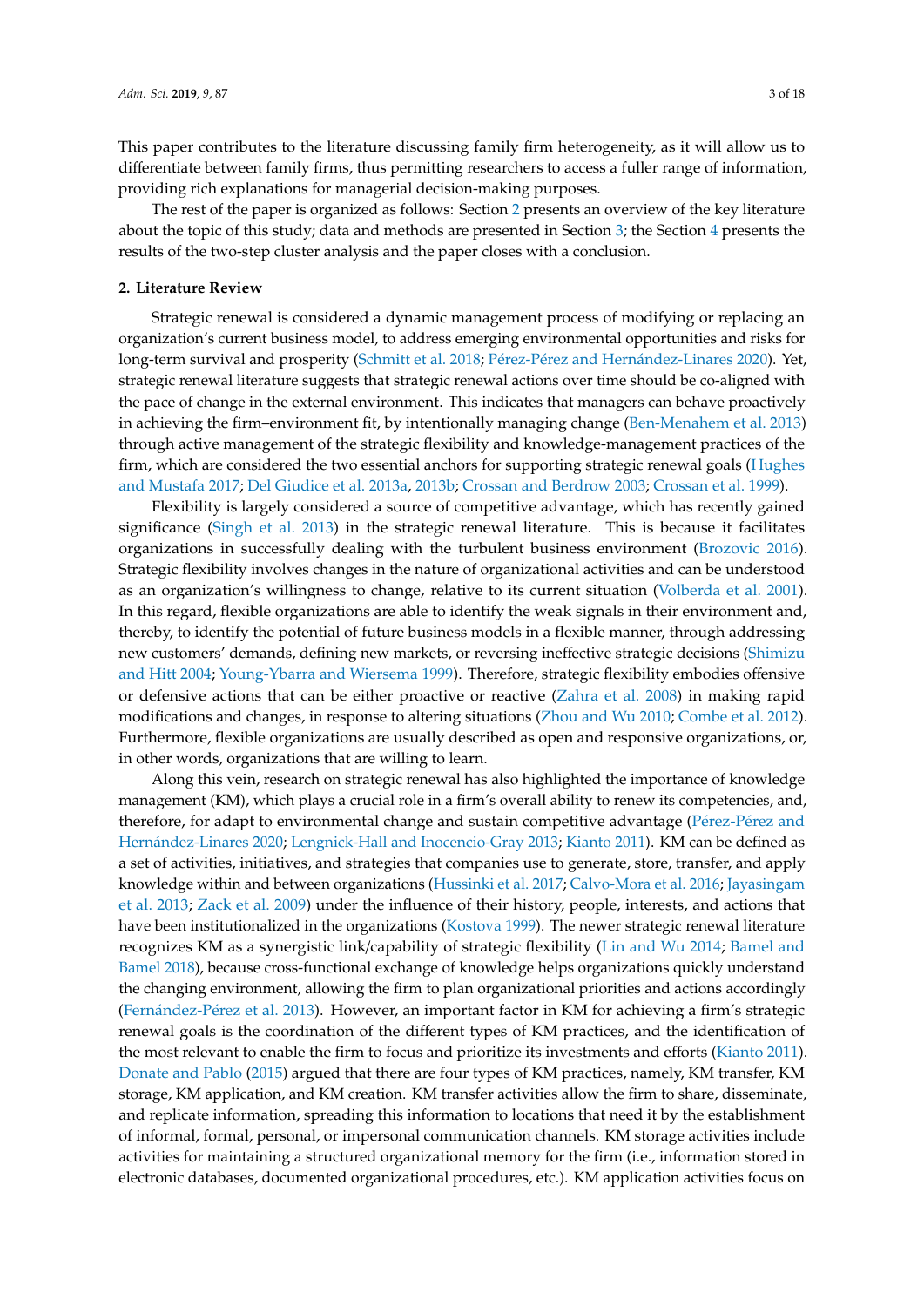This paper contributes to the literature discussing family firm heterogeneity, as it will allow us to differentiate between family firms, thus permitting researchers to access a fuller range of information, providing rich explanations for managerial decision-making purposes.

The rest of the paper is organized as follows: Section 2 presents an overview of the key literature about the topic of this study; data and methods are presented in Section 3; the Section 4 presents the results of the two-step cluster analysis and the paper closes with a conclusion.

## 2. Literature Review

Strategic renewal is considered a dynamic management process of modifying or replacing an organization's current business model, to address emerging environmental opportunities and risks for long-term survival and prosperity (Schmitt et al. 2018; Pérez-Pérez and Hernández-Linares 2020). Yet, strategic renewal literature suggests that strategic renewal actions over time should be co-aligned with the pace of change in the external environment. This indicates that managers can behave proactively in achieving the firm–environment fit, by intentionally managing change (Ben-Menahem et al. 2013) through active management of the strategic flexibility and knowledge-management practices of the firm, which are considered the two essential anchors for supporting strategic renewal goals (Hughes and Mustafa 2017; Del Giudice et al. 2013a, 2013b; Crossan and Berdrow 2003; Crossan et al. 1999).

Flexibility is largely considered a source of competitive advantage, which has recently gained significance (Singh et al. 2013) in the strategic renewal literature. This is because it facilitates organizations in successfully dealing with the turbulent business environment (Brozovic 2016). Strategic flexibility involves changes in the nature of organizational activities and can be understood as an organization's willingness to change, relative to its current situation (Volberda et al. 2001). In this regard, flexible organizations are able to identify the weak signals in their environment and, thereby, to identify the potential of future business models in a flexible manner, through addressing new customers' demands, defining new markets, or reversing ineffective strategic decisions (Shimizu and Hitt 2004; Young-Ybarra and Wiersema 1999). Therefore, strategic flexibility embodies offensive or defensive actions that can be either proactive or reactive (Zahra et al. 2008) in making rapid modifications and changes, in response to altering situations (Zhou and Wu 2010; Combe et al. 2012). Furthermore, flexible organizations are usually described as open and responsive organizations, or, in other words, organizations that are willing to learn.

Along this vein, research on strategic renewal has also highlighted the importance of knowledge management (KM), which plays a crucial role in a firm's overall ability to renew its competencies, and, therefore, for adapt to environmental change and sustain competitive advantage (Pérez-Pérez and Hernández-Linares 2020; Lengnick-Hall and Inocencio-Gray 2013; Kianto 2011). KM can be defined as a set of activities, initiatives, and strategies that companies use to generate, store, transfer, and apply knowledge within and between organizations (Hussinki et al. 2017; Calvo-Mora et al. 2016; Jayasingam et al. 2013; Zack et al. 2009) under the influence of their history, people, interests, and actions that have been institutionalized in the organizations (Kostova 1999). The newer strategic renewal literature recognizes KM as a synergistic link/capability of strategic flexibility (Lin and Wu 2014; Bamel and Bamel 2018), because cross-functional exchange of knowledge helps organizations quickly understand the changing environment, allowing the firm to plan organizational priorities and actions accordingly (Fernández-Pérez et al. 2013). However, an important factor in KM for achieving a firm's strategic renewal goals is the coordination of the different types of KM practices, and the identification of the most relevant to enable the firm to focus and prioritize its investments and efforts (Kianto 2011). Donate and Pablo (2015) argued that there are four types of KM practices, namely, KM transfer, KM storage, KM application, and KM creation. KM transfer activities allow the firm to share, disseminate, and replicate information, spreading this information to locations that need it by the establishment of informal, formal, personal, or impersonal communication channels. KM storage activities include activities for maintaining a structured organizational memory for the firm (i.e., information stored in electronic databases, documented organizational procedures, etc.). KM application activities focus on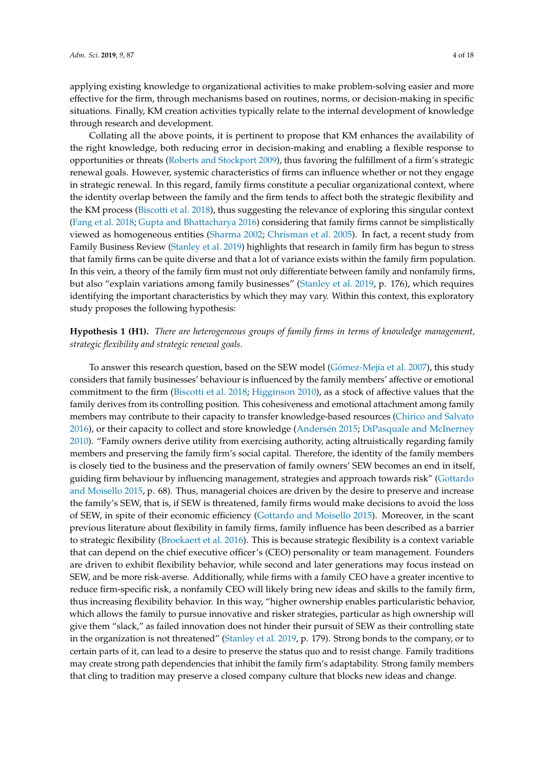applying existing knowledge to organizational activities to make problem-solving easier and more effective for the firm, through mechanisms based on routines, norms, or decision-making in specific situations. Finally, KM creation activities typically relate to the internal development of knowledge through research and development.

Collating all the above points, it is pertinent to propose that KM enhances the availability of the right knowledge, both reducing error in decision-making and enabling a flexible response to opportunities or threats (Roberts and Stockport 2009), thus favoring the fulfillment of a firm's strategic renewal goals. However, systemic characteristics of firms can influence whether or not they engage in strategic renewal. In this regard, family firms constitute a peculiar organizational context, where the identity overlap between the family and the firm tends to affect both the strategic flexibility and the KM process (Biscotti et al. 2018), thus suggesting the relevance of exploring this singular context (Fang et al. 2018; Gupta and Bhattacharya 2016) considering that family firms cannot be simplistically viewed as homogeneous entities (Sharma 2002; Chrisman et al. 2005). In fact, a recent study from Family Business Review (Stanley et al. 2019) highlights that research in family firm has begun to stress that family firms can be quite diverse and that a lot of variance exists within the family firm population. In this vein, a theory of the family firm must not only differentiate between family and nonfamily firms, but also "explain variations among family businesses" (Stanley et al. 2019, p. 176), which requires identifying the important characteristics by which they may vary. Within this context, this exploratory study proposes the following hypothesis:

**Hypothesis 1 (H1).** *There are heterogeneous groups of family firms in terms of knowledge management, strategic flexibility and strategic renewal goals.*

To answer this research question, based on the SEW model (Gómez-Mejía et al. 2007), this study considers that family businesses' behaviour is influenced by the family members' affective or emotional commitment to the firm (Biscotti et al. 2018; Higginson 2010), as a stock of affective values that the family derives from its controlling position. This cohesiveness and emotional attachment among family members may contribute to their capacity to transfer knowledge-based resources (Chirico and Salvato 2016), or their capacity to collect and store knowledge (Andersén 2015; DiPasquale and McInerney 2010). "Family owners derive utility from exercising authority, acting altruistically regarding family members and preserving the family firm's social capital. Therefore, the identity of the family members is closely tied to the business and the preservation of family owners' SEW becomes an end in itself, guiding firm behaviour by influencing management, strategies and approach towards risk" (Gottardo and Moisello 2015, p. 68). Thus, managerial choices are driven by the desire to preserve and increase the family's SEW, that is, if SEW is threatened, family firms would make decisions to avoid the loss of SEW, in spite of their economic efficiency (Gottardo and Moisello 2015). Moreover, in the scant previous literature about flexibility in family firms, family influence has been described as a barrier to strategic flexibility (Broekaert et al. 2016). This is because strategic flexibility is a context variable that can depend on the chief executive officer's (CEO) personality or team management. Founders are driven to exhibit flexibility behavior, while second and later generations may focus instead on SEW, and be more risk-averse. Additionally, while firms with a family CEO have a greater incentive to reduce firm-specific risk, a nonfamily CEO will likely bring new ideas and skills to the family firm, thus increasing flexibility behavior. In this way, "higher ownership enables particularistic behavior, which allows the family to pursue innovative and risker strategies, particular as high ownership will give them "slack," as failed innovation does not hinder their pursuit of SEW as their controlling state in the organization is not threatened" (Stanley et al. 2019, p. 179). Strong bonds to the company, or to certain parts of it, can lead to a desire to preserve the status quo and to resist change. Family traditions may create strong path dependencies that inhibit the family firm's adaptability. Strong family members that cling to tradition may preserve a closed company culture that blocks new ideas and change.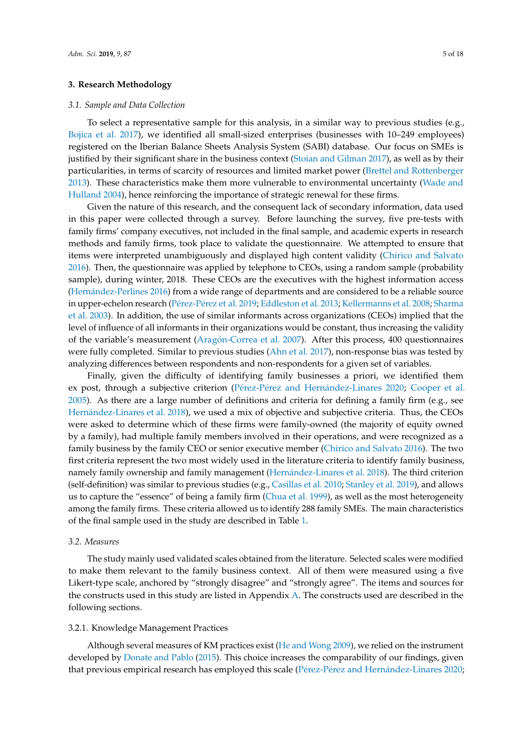## 3. Research Methodology

### 3.1. Sample and Data Collection

To select a representative sample for this analysis, in a similar way to previous studies (e.g., Bojica et al. 2017), we identified all small-sized enterprises (businesses with 10–249 employees) registered on the Iberian Balance Sheets Analysis System (SABI) database. Our focus on SMEs is justified by their significant share in the business context (Stoian and Gilman 2017), as well as by their particularities, in terms of scarcity of resources and limited market power (Brettel and Rottenberger 2013). These characteristics make them more vulnerable to environmental uncertainty (Wade and Hulland 2004), hence reinforcing the importance of strategic renewal for these firms.

Given the nature of this research, and the consequent lack of secondary information, data used in this paper were collected through a survey. Before launching the survey, five pre-tests with family firms' company executives, not included in the final sample, and academic experts in research methods and family firms, took place to validate the questionnaire. We attempted to ensure that items were interpreted unambiguously and displayed high content validity (Chirico and Salvato 2016). Then, the questionnaire was applied by telephone to CEOs, using a random sample (probability sample), during winter, 2018. These CEOs are the executives with the highest information access (Hernández-Perlines 2016) from a wide range of departments and are considered to be a reliable source in upper-echelon research (Pérez-Pérez et al. 2019; Eddleston et al. 2013; Kellermanns et al. 2008; Sharma et al. 2003). In addition, the use of similar informants across organizations (CEOs) implied that the level of influence of all informants in their organizations would be constant, thus increasing the validity of the variable's measurement (Aragón-Correa et al. 2007). After this process, 400 questionnaires were fully completed. Similar to previous studies (Ahn et al. 2017), non-response bias was tested by analyzing differences between respondents and non-respondents for a given set of variables.

Finally, given the difficulty of identifying family businesses a priori, we identified them ex post, through a subjective criterion (Pérez-Pérez and Hernández-Linares 2020; Cooper et al. 2005). As there are a large number of definitions and criteria for defining a family firm (e.g., see Hernández-Linares et al. 2018), we used a mix of objective and subjective criteria. Thus, the CEOs were asked to determine which of these firms were family-owned (the majority of equity owned by a family), had multiple family members involved in their operations, and were recognized as a family business by the family CEO or senior executive member (Chirico and Salvato 2016). The two first criteria represent the two most widely used in the literature criteria to identify family business, namely family ownership and family management (Hernández-Linares et al. 2018). The third criterion (self-definition) was similar to previous studies (e.g., Casillas et al. 2010; Stanley et al. 2019), and allows us to capture the "essence" of being a family firm (Chua et al. 1999), as well as the most heterogeneity among the family firms. These criteria allowed us to identify 288 family SMEs. The main characteristics of the final sample used in the study are described in Table 1.

### 3.2. Measures

The study mainly used validated scales obtained from the literature. Selected scales were modified to make them relevant to the family business context. All of them were measured using a five Likert-type scale, anchored by "strongly disagree" and "strongly agree". The items and sources for the constructs used in this study are listed in Appendix A. The constructs used are described in the following sections.

#### 3.2.1. Knowledge Management Practices

Although several measures of KM practices exist (He and Wong 2009), we relied on the instrument developed by Donate and Pablo (2015). This choice increases the comparability of our findings, given that previous empirical research has employed this scale (Pérez-Pérez and Hernández-Linares 2020;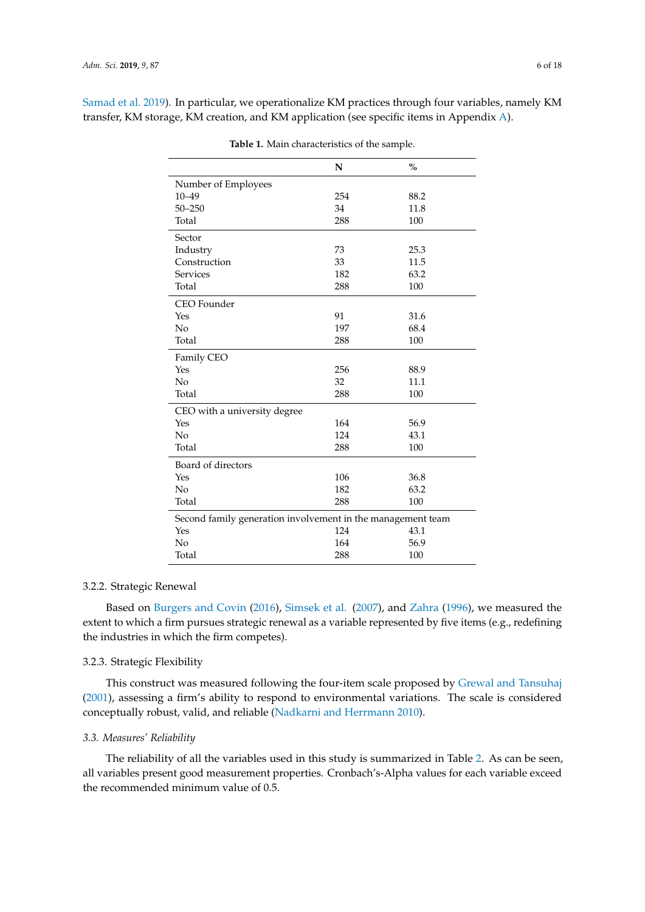Samad et al. 2019). In particular, we operationalize KM practices through four variables, namely KM transfer, KM storage, KM creation, and KM application (see specific items in Appendix A).

**Table 1.** Main characteristics of the sample.

| | N | % |
|---|---|---|
| Number of Employees | | |
| 10–49 | 254 | 88.2 |
| 50–250 | 34 | 11.8 |
| Total | 288 | 100 |
| Sector | | |
| Industry | 73 | 25.3 |
| Construction | 33 | 11.5 |
| Services | 182 | 63.2 |
| Total | 288 | 100 |
| CEO Founder | | |
| Yes | 91 | 31.6 |
| No | 197 | 68.4 |
| Total | 288 | 100 |
| Family CEO | | |
| Yes | 256 | 88.9 |
| No | 32 | 11.1 |
| Total | 288 | 100 |
| CEO with a university degree | | |
| Yes | 164 | 56.9 |
| No | 124 | 43.1 |
| Total | 288 | 100 |
| Board of directors | | |
| Yes | 106 | 36.8 |
| No | 182 | 63.2 |
| Total | 288 | 100 |
| Second family generation involvement in the management team | | |
| Yes | 124 | 43.1 |
| No | 164 | 56.9 |
| Total | 288 | 100 |

#### 3.2.2. Strategic Renewal

Based on Burgers and Covin (2016), Simsek et al. (2007), and Zahra (1996), we measured the extent to which a firm pursues strategic renewal as a variable represented by five items (e.g., redefining the industries in which the firm competes).

#### 3.2.3. Strategic Flexibility

This construct was measured following the four-item scale proposed by Grewal and Tansuhaj (2001), assessing a firm's ability to respond to environmental variations. The scale is considered conceptually robust, valid, and reliable (Nadkarni and Herrmann 2010).

### *3.3. Measures' Reliability*

The reliability of all the variables used in this study is summarized in Table 2. As can be seen, all variables present good measurement properties. Cronbach's-Alpha values for each variable exceed the recommended minimum value of 0.5.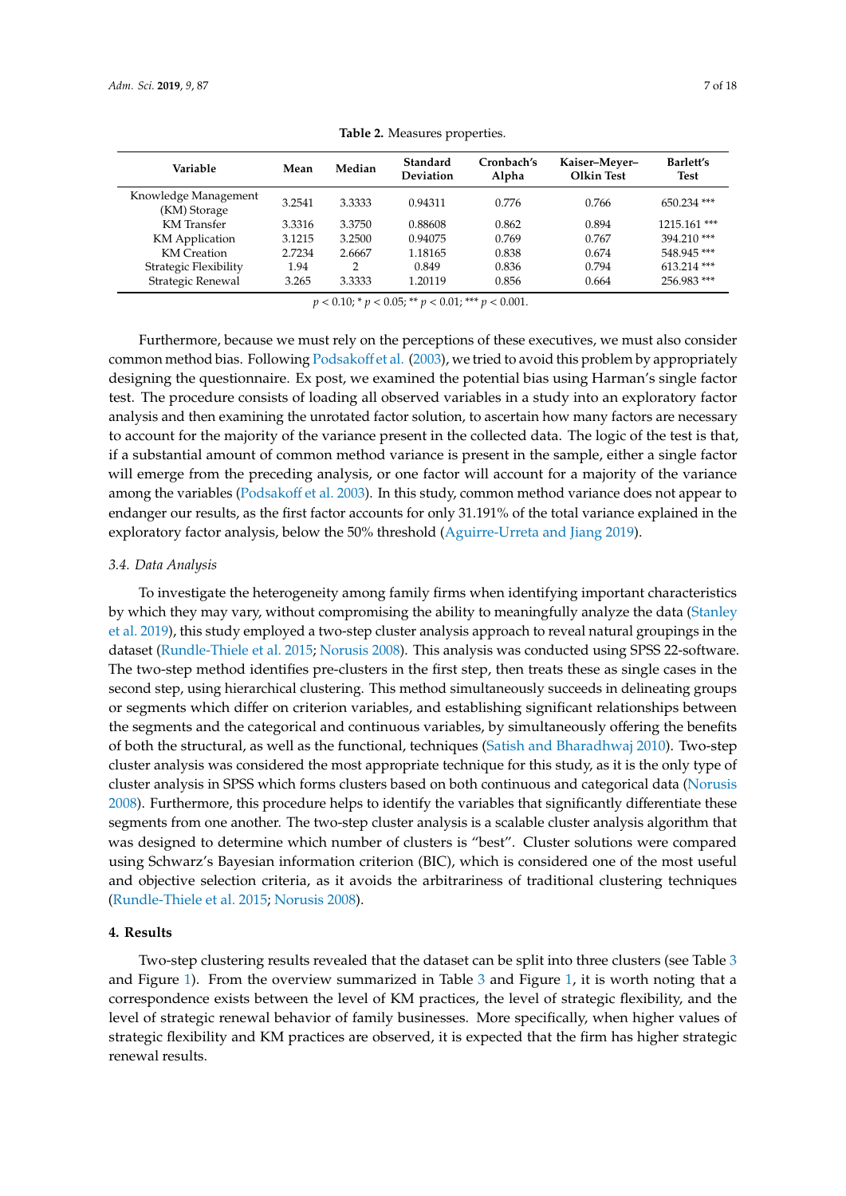**Table 2.** Measures properties.

| Variable | Mean | Median | Standard Deviation | Cronbach's Alpha | Kaiser–Meyer–Olkin Test | Barlett's Test |
|---|---|---|---|---|---|---|
| Knowledge Management (KM) Storage | 3.2541 | 3.3333 | 0.94311 | 0.776 | 0.766 | 650.234 *** |
| KM Transfer | 3.3316 | 3.3750 | 0.88608 | 0.862 | 0.894 | 1215.161 *** |
| KM Application | 3.1215 | 3.2500 | 0.94075 | 0.769 | 0.767 | 394.210 *** |
| KM Creation | 2.7234 | 2.6667 | 1.18165 | 0.838 | 0.674 | 548.945 *** |
| Strategic Flexibility | 1.94 | 2 | 0.849 | 0.836 | 0.794 | 613.214 *** |
| Strategic Renewal | 3.265 | 3.3333 | 1.20119 | 0.856 | 0.664 | 256.983 *** |

$p < 0.10$; * $p < 0.05$; ** $p < 0.01$; *** $p < 0.001$.

Furthermore, because we must rely on the perceptions of these executives, we must also consider common method bias. Following Podsakoff et al. (2003), we tried to avoid this problem by appropriately designing the questionnaire. Ex post, we examined the potential bias using Harman's single factor test. The procedure consists of loading all observed variables in a study into an exploratory factor analysis and then examining the unrotated factor solution, to ascertain how many factors are necessary to account for the majority of the variance present in the collected data. The logic of the test is that, if a substantial amount of common method variance is present in the sample, either a single factor will emerge from the preceding analysis, or one factor will account for a majority of the variance among the variables (Podsakoff et al. 2003). In this study, common method variance does not appear to endanger our results, as the first factor accounts for only 31.191% of the total variance explained in the exploratory factor analysis, below the 50% threshold (Aguirre-Urreta and Jiang 2019).

### 3.4. Data Analysis

To investigate the heterogeneity among family firms when identifying important characteristics by which they may vary, without compromising the ability to meaningfully analyze the data (Stanley et al. 2019), this study employed a two-step cluster analysis approach to reveal natural groupings in the dataset (Rundle-Thiele et al. 2015; Norusis 2008). This analysis was conducted using SPSS 22-software. The two-step method identifies pre-clusters in the first step, then treats these as single cases in the second step, using hierarchical clustering. This method simultaneously succeeds in delineating groups or segments which differ on criterion variables, and establishing significant relationships between the segments and the categorical and continuous variables, by simultaneously offering the benefits of both the structural, as well as the functional, techniques (Satish and Bharadhwaj 2010). Two-step cluster analysis was considered the most appropriate technique for this study, as it is the only type of cluster analysis in SPSS which forms clusters based on both continuous and categorical data (Norusis 2008). Furthermore, this procedure helps to identify the variables that significantly differentiate these segments from one another. The two-step cluster analysis is a scalable cluster analysis algorithm that was designed to determine which number of clusters is "best". Cluster solutions were compared using Schwarz's Bayesian information criterion (BIC), which is considered one of the most useful and objective selection criteria, as it avoids the arbitrariness of traditional clustering techniques (Rundle-Thiele et al. 2015; Norusis 2008).

## 4. Results

Two-step clustering results revealed that the dataset can be split into three clusters (see Table 3 and Figure 1). From the overview summarized in Table 3 and Figure 1, it is worth noting that a correspondence exists between the level of KM practices, the level of strategic flexibility, and the level of strategic renewal behavior of family businesses. More specifically, when higher values of strategic flexibility and KM practices are observed, it is expected that the firm has higher strategic renewal results.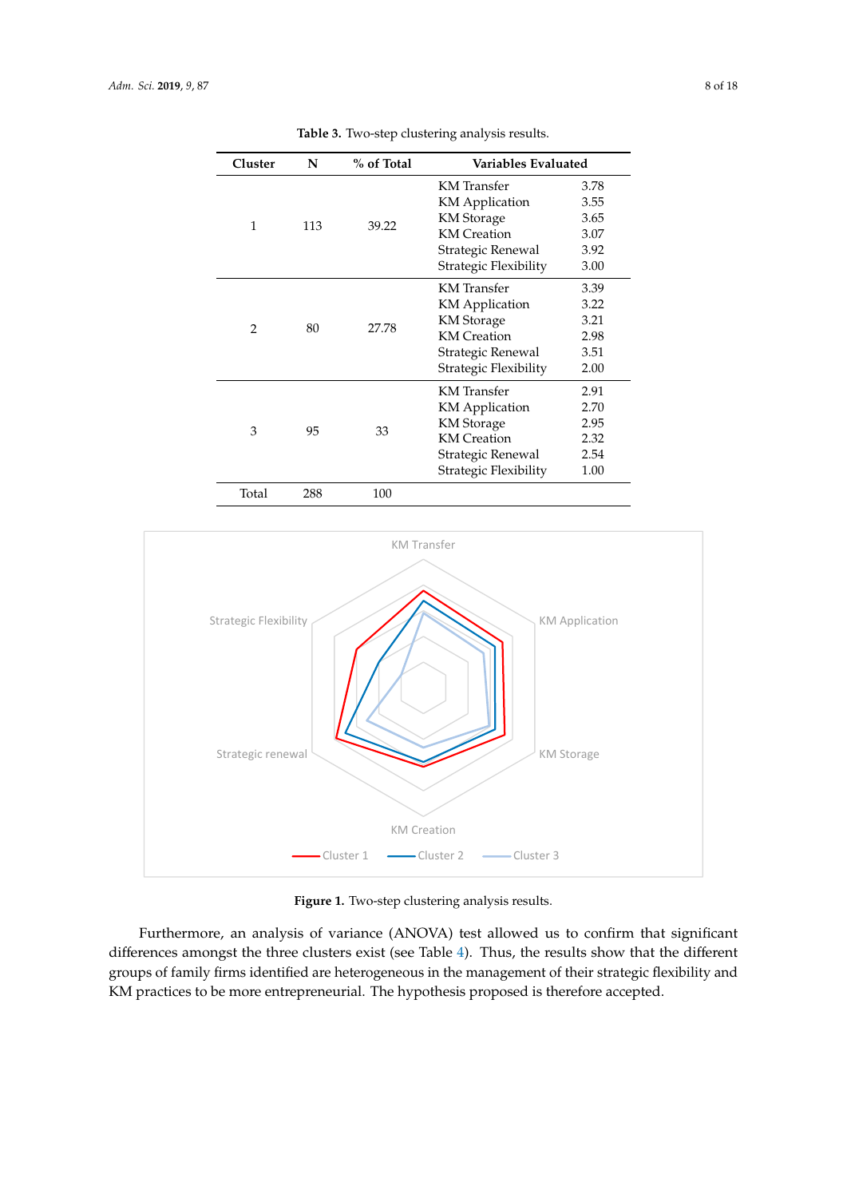**Table 3.** Two-step clustering analysis results.

| Cluster | N | % of Total | Variables Evaluated | |
|---|---|---|---|---|
| 1 | 113 | 39.22 | KM Transfer | 3.78 |
| | | | KM Application | 3.55 |
| | | | KM Storage | 3.65 |
| | | | KM Creation | 3.07 |
| | | | Strategic Renewal | 3.92 |
| | | | Strategic Flexibility | 3.00 |
| 2 | 80 | 27.78 | KM Transfer | 3.39 |
| | | | KM Application | 3.22 |
| | | | KM Storage | 3.21 |
| | | | KM Creation | 2.98 |
| | | | Strategic Renewal | 3.51 |
| | | | Strategic Flexibility | 2.00 |
| 3 | 95 | 33 | KM Transfer | 2.91 |
| | | | KM Application | 2.70 |
| | | | KM Storage | 2.95 |
| | | | KM Creation | 2.32 |
| | | | Strategic Renewal | 2.54 |
| | | | Strategic Flexibility | 1.00 |
| Total | 288 | 100 | | |

**Figure 1.** Two-step clustering analysis results.

Furthermore, an analysis of variance (ANOVA) test allowed us to confirm that significant differences amongst the three clusters exist (see Table 4). Thus, the results show that the different groups of family firms identified are heterogeneous in the management of their strategic flexibility and KM practices to be more entrepreneurial. The hypothesis proposed is therefore accepted.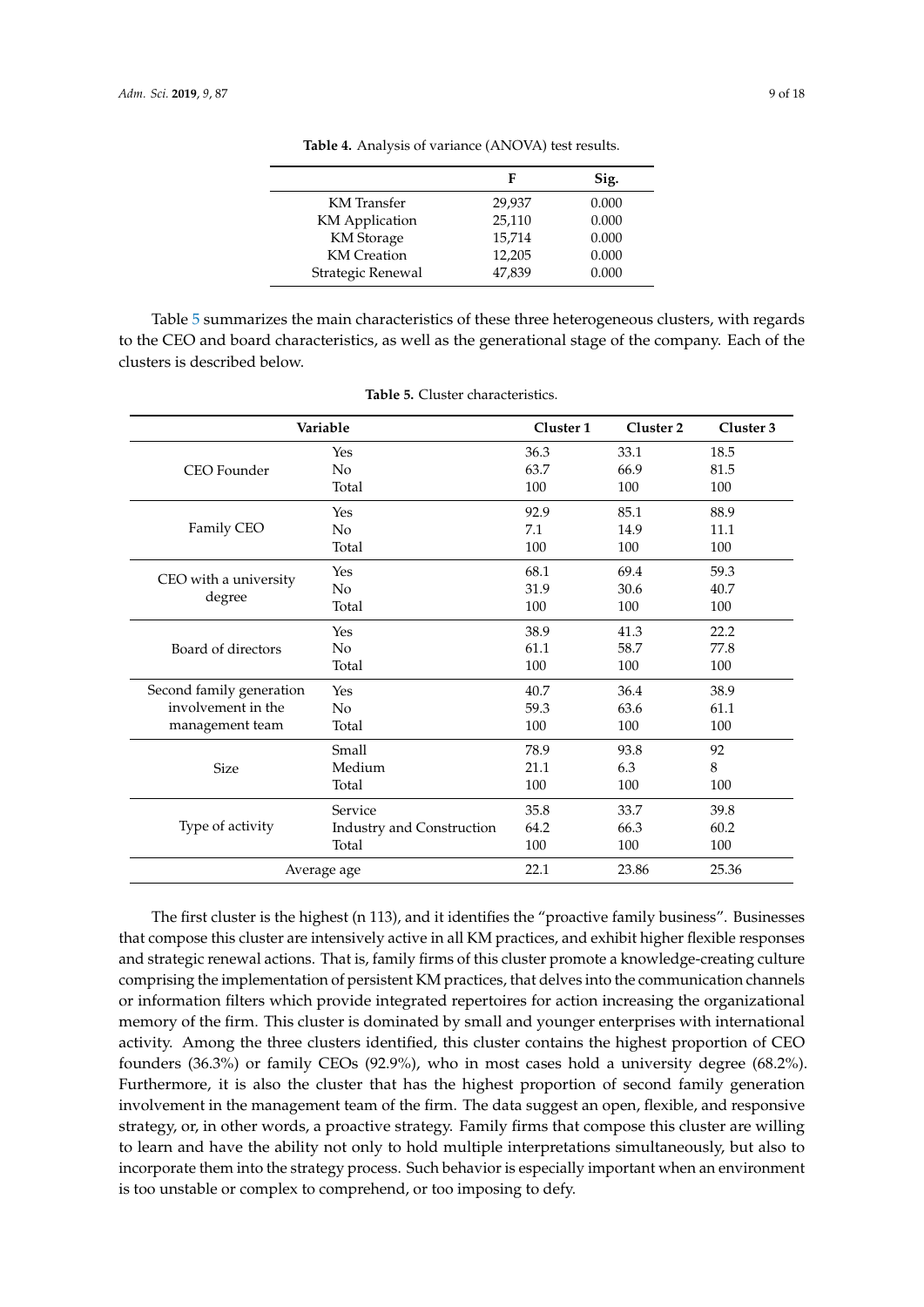**Table 4.** Analysis of variance (ANOVA) test results.

| | F | Sig. |
|---|---|---|
| KM Transfer | 29,937 | 0.000 |
| KM Application | 25,110 | 0.000 |
| KM Storage | 15,714 | 0.000 |
| KM Creation | 12,205 | 0.000 |
| Strategic Renewal | 47,839 | 0.000 |

Table 5 summarizes the main characteristics of these three heterogeneous clusters, with regards to the CEO and board characteristics, as well as the generational stage of the company. Each of the clusters is described below.

**Table 5.** Cluster characteristics.

| Variable | | Cluster 1 | Cluster 2 | Cluster 3 |
|---|---|---|---|---|
| CEO Founder | Yes | 36.3 | 33.1 | 18.5 |
| | No | 63.7 | 66.9 | 81.5 |
| | Total | 100 | 100 | 100 |
| Family CEO | Yes | 92.9 | 85.1 | 88.9 |
| | No | 7.1 | 14.9 | 11.1 |
| | Total | 100 | 100 | 100 |
| CEO with a university degree | Yes | 68.1 | 69.4 | 59.3 |
| | No | 31.9 | 30.6 | 40.7 |
| | Total | 100 | 100 | 100 |
| Board of directors | Yes | 38.9 | 41.3 | 22.2 |
| | No | 61.1 | 58.7 | 77.8 |
| | Total | 100 | 100 | 100 |
| Second family generation involvement in the management team | Yes | 40.7 | 36.4 | 38.9 |
| | No | 59.3 | 63.6 | 61.1 |
| | Total | 100 | 100 | 100 |
| Size | Small | 78.9 | 93.8 | 92 |
| | Medium | 21.1 | 6.3 | 8 |
| | Total | 100 | 100 | 100 |
| Type of activity | Service | 35.8 | 33.7 | 39.8 |
| | Industry and Construction | 64.2 | 66.3 | 60.2 |
| | Total | 100 | 100 | 100 |
| Average age | | 22.1 | 23.86 | 25.36 |

The first cluster is the highest (n 113), and it identifies the "proactive family business". Businesses that compose this cluster are intensively active in all KM practices, and exhibit higher flexible responses and strategic renewal actions. That is, family firms of this cluster promote a knowledge-creating culture comprising the implementation of persistent KM practices, that delves into the communication channels or information filters which provide integrated repertoires for action increasing the organizational memory of the firm. This cluster is dominated by small and younger enterprises with international activity. Among the three clusters identified, this cluster contains the highest proportion of CEO founders (36.3%) or family CEOs (92.9%), who in most cases hold a university degree (68.2%). Furthermore, it is also the cluster that has the highest proportion of second family generation involvement in the management team of the firm. The data suggest an open, flexible, and responsive strategy, or, in other words, a proactive strategy. Family firms that compose this cluster are willing to learn and have the ability not only to hold multiple interpretations simultaneously, but also to incorporate them into the strategy process. Such behavior is especially important when an environment is too unstable or complex to comprehend, or too imposing to defy.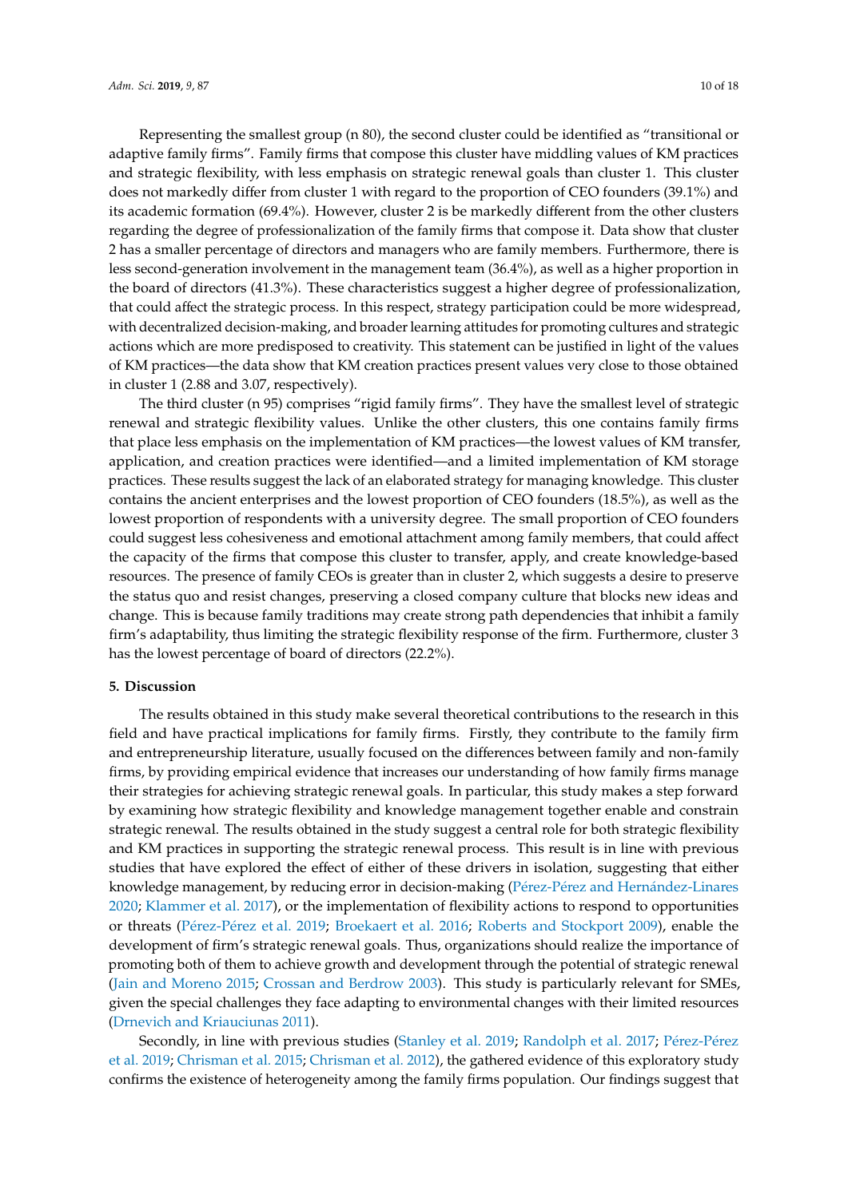Representing the smallest group (n 80), the second cluster could be identified as "transitional or adaptive family firms". Family firms that compose this cluster have middling values of KM practices and strategic flexibility, with less emphasis on strategic renewal goals than cluster 1. This cluster does not markedly differ from cluster 1 with regard to the proportion of CEO founders (39.1%) and its academic formation (69.4%). However, cluster 2 is be markedly different from the other clusters regarding the degree of professionalization of the family firms that compose it. Data show that cluster 2 has a smaller percentage of directors and managers who are family members. Furthermore, there is less second-generation involvement in the management team (36.4%), as well as a higher proportion in the board of directors (41.3%). These characteristics suggest a higher degree of professionalization, that could affect the strategic process. In this respect, strategy participation could be more widespread, with decentralized decision-making, and broader learning attitudes for promoting cultures and strategic actions which are more predisposed to creativity. This statement can be justified in light of the values of KM practices—the data show that KM creation practices present values very close to those obtained in cluster 1 (2.88 and 3.07, respectively).

The third cluster (n 95) comprises "rigid family firms". They have the smallest level of strategic renewal and strategic flexibility values. Unlike the other clusters, this one contains family firms that place less emphasis on the implementation of KM practices—the lowest values of KM transfer, application, and creation practices were identified—and a limited implementation of KM storage practices. These results suggest the lack of an elaborated strategy for managing knowledge. This cluster contains the ancient enterprises and the lowest proportion of CEO founders (18.5%), as well as the lowest proportion of respondents with a university degree. The small proportion of CEO founders could suggest less cohesiveness and emotional attachment among family members, that could affect the capacity of the firms that compose this cluster to transfer, apply, and create knowledge-based resources. The presence of family CEOs is greater than in cluster 2, which suggests a desire to preserve the status quo and resist changes, preserving a closed company culture that blocks new ideas and change. This is because family traditions may create strong path dependencies that inhibit a family firm's adaptability, thus limiting the strategic flexibility response of the firm. Furthermore, cluster 3 has the lowest percentage of board of directors (22.2%).

## 5. Discussion

The results obtained in this study make several theoretical contributions to the research in this field and have practical implications for family firms. Firstly, they contribute to the family firm and entrepreneurship literature, usually focused on the differences between family and non-family firms, by providing empirical evidence that increases our understanding of how family firms manage their strategies for achieving strategic renewal goals. In particular, this study makes a step forward by examining how strategic flexibility and knowledge management together enable and constrain strategic renewal. The results obtained in the study suggest a central role for both strategic flexibility and KM practices in supporting the strategic renewal process. This result is in line with previous studies that have explored the effect of either of these drivers in isolation, suggesting that either knowledge management, by reducing error in decision-making (Pérez-Pérez and Hernández-Linares 2020; Klammer et al. 2017), or the implementation of flexibility actions to respond to opportunities or threats (Pérez-Pérez et al. 2019; Broekaert et al. 2016; Roberts and Stockport 2009), enable the development of firm's strategic renewal goals. Thus, organizations should realize the importance of promoting both of them to achieve growth and development through the potential of strategic renewal (Jain and Moreno 2015; Crossan and Berdrow 2003). This study is particularly relevant for SMEs, given the special challenges they face adapting to environmental changes with their limited resources (Drnevich and Kriauciunas 2011).

Secondly, in line with previous studies (Stanley et al. 2019; Randolph et al. 2017; Pérez-Pérez et al. 2019; Chrisman et al. 2015; Chrisman et al. 2012), the gathered evidence of this exploratory study confirms the existence of heterogeneity among the family firms population. Our findings suggest that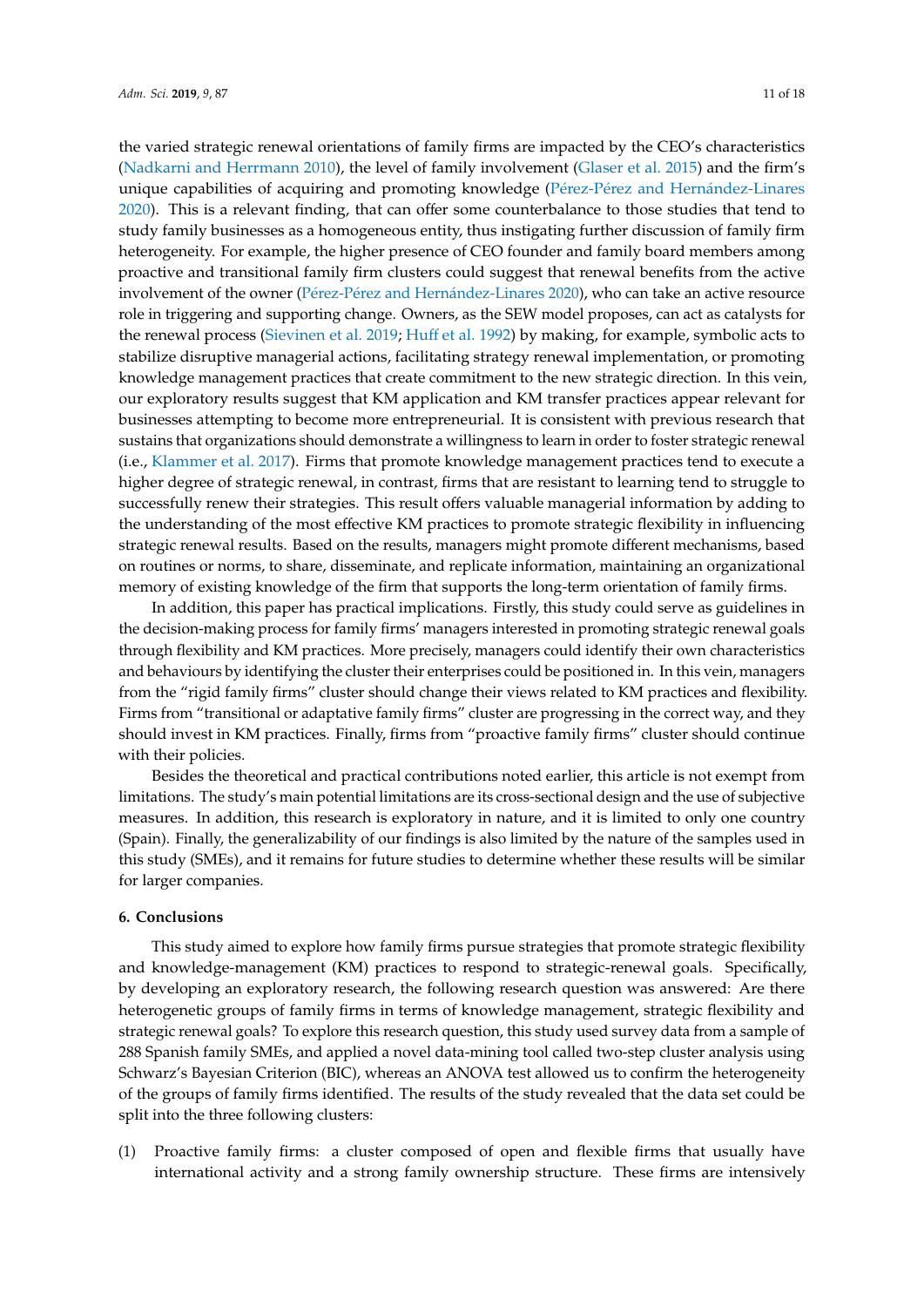the varied strategic renewal orientations of family firms are impacted by the CEO's characteristics (Nadkarni and Herrmann 2010), the level of family involvement (Glaser et al. 2015) and the firm's unique capabilities of acquiring and promoting knowledge (Pérez-Pérez and Hernández-Linares 2020). This is a relevant finding, that can offer some counterbalance to those studies that tend to study family businesses as a homogeneous entity, thus instigating further discussion of family firm heterogeneity. For example, the higher presence of CEO founder and family board members among proactive and transitional family firm clusters could suggest that renewal benefits from the active involvement of the owner (Pérez-Pérez and Hernández-Linares 2020), who can take an active resource role in triggering and supporting change. Owners, as the SEW model proposes, can act as catalysts for the renewal process (Sievinen et al. 2019; Huff et al. 1992) by making, for example, symbolic acts to stabilize disruptive managerial actions, facilitating strategy renewal implementation, or promoting knowledge management practices that create commitment to the new strategic direction. In this vein, our exploratory results suggest that KM application and KM transfer practices appear relevant for businesses attempting to become more entrepreneurial. It is consistent with previous research that sustains that organizations should demonstrate a willingness to learn in order to foster strategic renewal (i.e., Klammer et al. 2017). Firms that promote knowledge management practices tend to execute a higher degree of strategic renewal, in contrast, firms that are resistant to learning tend to struggle to successfully renew their strategies. This result offers valuable managerial information by adding to the understanding of the most effective KM practices to promote strategic flexibility in influencing strategic renewal results. Based on the results, managers might promote different mechanisms, based on routines or norms, to share, disseminate, and replicate information, maintaining an organizational memory of existing knowledge of the firm that supports the long-term orientation of family firms.

In addition, this paper has practical implications. Firstly, this study could serve as guidelines in the decision-making process for family firms' managers interested in promoting strategic renewal goals through flexibility and KM practices. More precisely, managers could identify their own characteristics and behaviours by identifying the cluster their enterprises could be positioned in. In this vein, managers from the "rigid family firms" cluster should change their views related to KM practices and flexibility. Firms from "transitional or adaptative family firms" cluster are progressing in the correct way, and they should invest in KM practices. Finally, firms from "proactive family firms" cluster should continue with their policies.

Besides the theoretical and practical contributions noted earlier, this article is not exempt from limitations. The study's main potential limitations are its cross-sectional design and the use of subjective measures. In addition, this research is exploratory in nature, and it is limited to only one country (Spain). Finally, the generalizability of our findings is also limited by the nature of the samples used in this study (SMEs), and it remains for future studies to determine whether these results will be similar for larger companies.

## 6. Conclusions

This study aimed to explore how family firms pursue strategies that promote strategic flexibility and knowledge-management (KM) practices to respond to strategic-renewal goals. Specifically, by developing an exploratory research, the following research question was answered: Are there heterogenetic groups of family firms in terms of knowledge management, strategic flexibility and strategic renewal goals? To explore this research question, this study used survey data from a sample of 288 Spanish family SMEs, and applied a novel data-mining tool called two-step cluster analysis using Schwarz's Bayesian Criterion (BIC), whereas an ANOVA test allowed us to confirm the heterogeneity of the groups of family firms identified. The results of the study revealed that the data set could be split into the three following clusters:

(1) Proactive family firms: a cluster composed of open and flexible firms that usually have international activity and a strong family ownership structure. These firms are intensively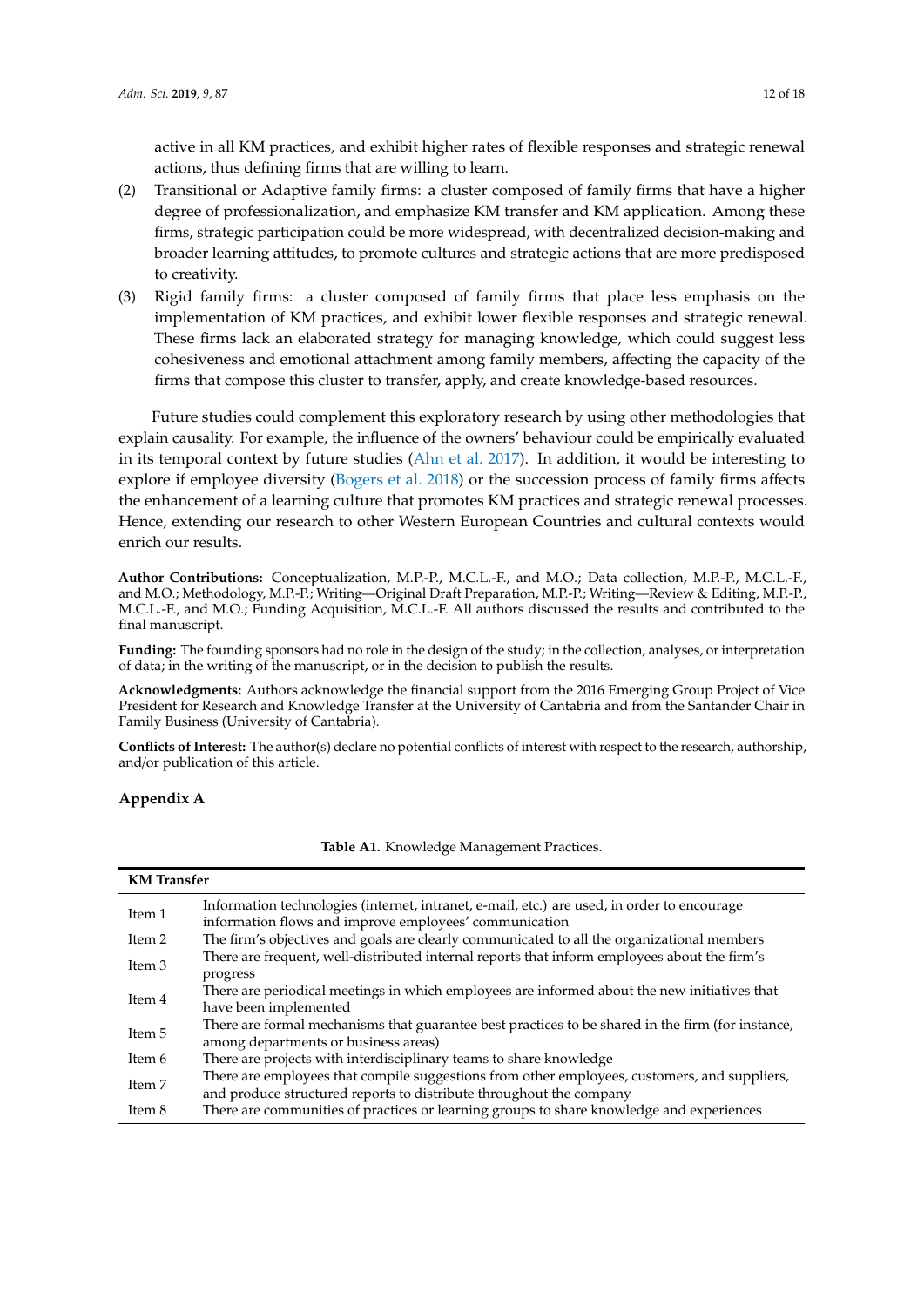active in all KM practices, and exhibit higher rates of flexible responses and strategic renewal actions, thus defining firms that are willing to learn.

(2) Transitional or Adaptive family firms: a cluster composed of family firms that have a higher degree of professionalization, and emphasize KM transfer and KM application. Among these firms, strategic participation could be more widespread, with decentralized decision-making and broader learning attitudes, to promote cultures and strategic actions that are more predisposed to creativity.

(3) Rigid family firms: a cluster composed of family firms that place less emphasis on the implementation of KM practices, and exhibit lower flexible responses and strategic renewal. These firms lack an elaborated strategy for managing knowledge, which could suggest less cohesiveness and emotional attachment among family members, affecting the capacity of the firms that compose this cluster to transfer, apply, and create knowledge-based resources.

Future studies could complement this exploratory research by using other methodologies that explain causality. For example, the influence of the owners' behaviour could be empirically evaluated in its temporal context by future studies (Ahn et al. 2017). In addition, it would be interesting to explore if employee diversity (Bogers et al. 2018) or the succession process of family firms affects the enhancement of a learning culture that promotes KM practices and strategic renewal processes. Hence, extending our research to other Western European Countries and cultural contexts would enrich our results.

**Author Contributions:** Conceptualization, M.P.-P., M.C.L.-F., and M.O.; Data collection, M.P.-P., M.C.L.-F., and M.O.; Methodology, M.P.-P.; Writing—Original Draft Preparation, M.P.-P.; Writing—Review & Editing, M.P.-P., M.C.L.-F., and M.O.; Funding Acquisition, M.C.L.-F. All authors discussed the results and contributed to the final manuscript.

**Funding:** The founding sponsors had no role in the design of the study; in the collection, analyses, or interpretation of data; in the writing of the manuscript, or in the decision to publish the results.

**Acknowledgments:** Authors acknowledge the financial support from the 2016 Emerging Group Project of Vice President for Research and Knowledge Transfer at the University of Cantabria and from the Santander Chair in Family Business (University of Cantabria).

**Conflicts of Interest:** The author(s) declare no potential conflicts of interest with respect to the research, authorship, and/or publication of this article.

## Appendix A

**Table A1.** Knowledge Management Practices.

| **KM Transfer** | |
|---|---|
| Item 1 | Information technologies (internet, intranet, e-mail, etc.) are used, in order to encourage information flows and improve employees' communication |
| Item 2 | The firm's objectives and goals are clearly communicated to all the organizational members |
| Item 3 | There are frequent, well-distributed internal reports that inform employees about the firm's progress |
| Item 4 | There are periodical meetings in which employees are informed about the new initiatives that have been implemented |
| Item 5 | There are formal mechanisms that guarantee best practices to be shared in the firm (for instance, among departments or business areas) |
| Item 6 | There are projects with interdisciplinary teams to share knowledge |
| Item 7 | There are employees that compile suggestions from other employees, customers, and suppliers, and produce structured reports to distribute throughout the company |
| Item 8 | There are communities of practices or learning groups to share knowledge and experiences |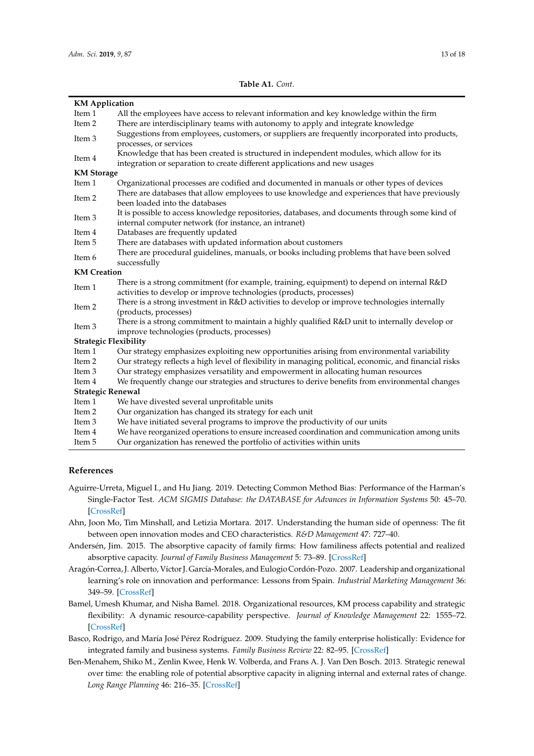**Table A1.** *Cont.*

| | |
|---|---|
| **KM Application** | |
| Item 1 | All the employees have access to relevant information and key knowledge within the firm |
| Item 2 | There are interdisciplinary teams with autonomy to apply and integrate knowledge |
| Item 3 | Suggestions from employees, customers, or suppliers are frequently incorporated into products, processes, or services |
| Item 4 | Knowledge that has been created is structured in independent modules, which allow for its integration or separation to create different applications and new usages |
| **KM Storage** | |
| Item 1 | Organizational processes are codified and documented in manuals or other types of devices |
| Item 2 | There are databases that allow employees to use knowledge and experiences that have previously been loaded into the databases |
| Item 3 | It is possible to access knowledge repositories, databases, and documents through some kind of internal computer network (for instance, an intranet) |
| Item 4 | Databases are frequently updated |
| Item 5 | There are databases with updated information about customers |
| Item 6 | There are procedural guidelines, manuals, or books including problems that have been solved successfully |
| **KM Creation** | |
| Item 1 | There is a strong commitment (for example, training, equipment) to depend on internal R&D activities to develop or improve technologies (products, processes) |
| Item 2 | There is a strong investment in R&D activities to develop or improve technologies internally (products, processes) |
| Item 3 | There is a strong commitment to maintain a highly qualified R&D unit to internally develop or improve technologies (products, processes) |
| **Strategic Flexibility** | |
| Item 1 | Our strategy emphasizes exploiting new opportunities arising from environmental variability |
| Item 2 | Our strategy reflects a high level of flexibility in managing political, economic, and financial risks |
| Item 3 | Our strategy emphasizes versatility and empowerment in allocating human resources |
| Item 4 | We frequently change our strategies and structures to derive benefits from environmental changes |
| **Strategic Renewal** | |
| Item 1 | We have divested several unprofitable units |
| Item 2 | Our organization has changed its strategy for each unit |
| Item 3 | We have initiated several programs to improve the productivity of our units |
| Item 4 | We have reorganized operations to ensure increased coordination and communication among units |
| Item 5 | Our organization has renewed the portfolio of activities within units |

## References

Aguirre-Urreta, Miguel I., and Hu Jiang. 2019. Detecting Common Method Bias: Performance of the Harman's Single-Factor Test. *ACM SIGMIS Database: the DATABASE for Advances in Information Systems* 50: 45–70. [CrossRef]

Ahn, Joon Mo, Tim Minshall, and Letizia Mortara. 2017. Understanding the human side of openness: The fit between open innovation modes and CEO characteristics. *R&D Management* 47: 727–40.

Andersén, Jim. 2015. The absorptive capacity of family firms: How familiness affects potential and realized absorptive capacity. *Journal of Family Business Management* 5: 73–89. [CrossRef]

Aragón-Correa, J. Alberto, Víctor J. García-Morales, and Eulogio Cordón-Pozo. 2007. Leadership and organizational learning's role on innovation and performance: Lessons from Spain. *Industrial Marketing Management* 36: 349–59. [CrossRef]

Bamel, Umesh Khumar, and Nisha Bamel. 2018. Organizational resources, KM process capability and strategic flexibility: A dynamic resource-capability perspective. *Journal of Knowledge Management* 22: 1555–72. [CrossRef]

Basco, Rodrigo, and María José Pérez Rodríguez. 2009. Studying the family enterprise holistically: Evidence for integrated family and business systems. *Family Business Review* 22: 82–95. [CrossRef]

Ben-Menahem, Shiko M., Zenlin Kwee, Henk W. Volberda, and Frans A. J. Van Den Bosch. 2013. Strategic renewal over time: the enabling role of potential absorptive capacity in aligning internal and external rates of change. *Long Range Planning* 46: 216–35. [CrossRef]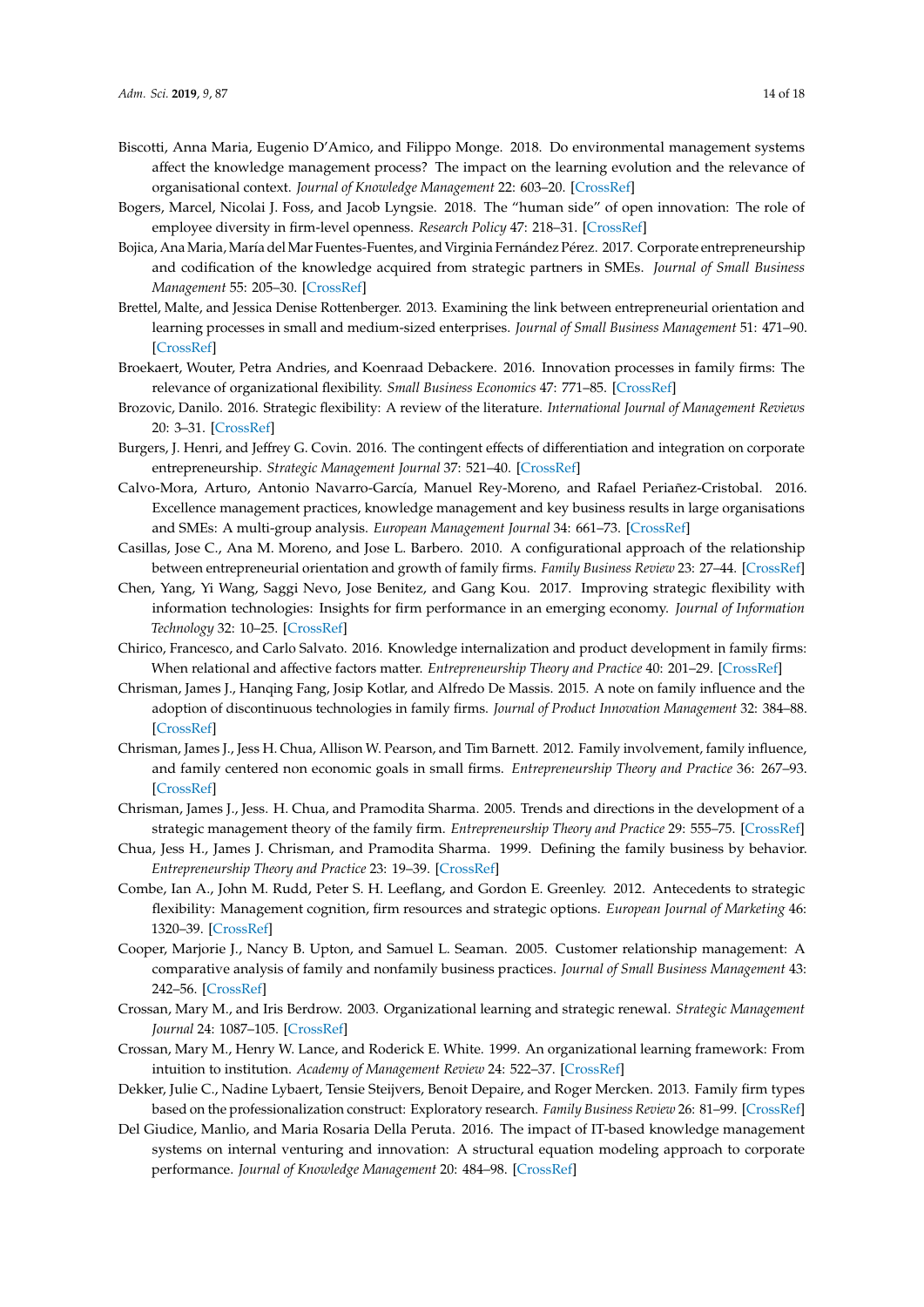Biscotti, Anna Maria, Eugenio D'Amico, and Filippo Monge. 2018. Do environmental management systems affect the knowledge management process? The impact on the learning evolution and the relevance of organisational context. *Journal of Knowledge Management* 22: 603–20. [CrossRef]

Bogers, Marcel, Nicolai J. Foss, and Jacob Lyngsie. 2018. The "human side" of open innovation: The role of employee diversity in firm-level openness. *Research Policy* 47: 218–31. [CrossRef]

Bojica, Ana Maria, María del Mar Fuentes-Fuentes, and Virginia Fernández Pérez. 2017. Corporate entrepreneurship and codification of the knowledge acquired from strategic partners in SMEs. *Journal of Small Business Management* 55: 205–30. [CrossRef]

Brettel, Malte, and Jessica Denise Rottenberger. 2013. Examining the link between entrepreneurial orientation and learning processes in small and medium-sized enterprises. *Journal of Small Business Management* 51: 471–90. [CrossRef]

Broekaert, Wouter, Petra Andries, and Koenraad Debackere. 2016. Innovation processes in family firms: The relevance of organizational flexibility. *Small Business Economics* 47: 771–85. [CrossRef]

Brozovic, Danilo. 2016. Strategic flexibility: A review of the literature. *International Journal of Management Reviews* 20: 3–31. [CrossRef]

Burgers, J. Henri, and Jeffrey G. Covin. 2016. The contingent effects of differentiation and integration on corporate entrepreneurship. *Strategic Management Journal* 37: 521–40. [CrossRef]

Calvo-Mora, Arturo, Antonio Navarro-García, Manuel Rey-Moreno, and Rafael Periañez-Cristobal. 2016. Excellence management practices, knowledge management and key business results in large organisations and SMEs: A multi-group analysis. *European Management Journal* 34: 661–73. [CrossRef]

Casillas, Jose C., Ana M. Moreno, and Jose L. Barbero. 2010. A configurational approach of the relationship between entrepreneurial orientation and growth of family firms. *Family Business Review* 23: 27–44. [CrossRef]

Chen, Yang, Yi Wang, Saggi Nevo, Jose Benitez, and Gang Kou. 2017. Improving strategic flexibility with information technologies: Insights for firm performance in an emerging economy. *Journal of Information Technology* 32: 10–25. [CrossRef]

Chirico, Francesco, and Carlo Salvato. 2016. Knowledge internalization and product development in family firms: When relational and affective factors matter. *Entrepreneurship Theory and Practice* 40: 201–29. [CrossRef]

Chrisman, James J., Hanqing Fang, Josip Kotlar, and Alfredo De Massis. 2015. A note on family influence and the adoption of discontinuous technologies in family firms. *Journal of Product Innovation Management* 32: 384–88. [CrossRef]

Chrisman, James J., Jess H. Chua, Allison W. Pearson, and Tim Barnett. 2012. Family involvement, family influence, and family centered non economic goals in small firms. *Entrepreneurship Theory and Practice* 36: 267–93. [CrossRef]

Chrisman, James J., Jess. H. Chua, and Pramodita Sharma. 2005. Trends and directions in the development of a strategic management theory of the family firm. *Entrepreneurship Theory and Practice* 29: 555–75. [CrossRef]

Chua, Jess H., James J. Chrisman, and Pramodita Sharma. 1999. Defining the family business by behavior. *Entrepreneurship Theory and Practice* 23: 19–39. [CrossRef]

Combe, Ian A., John M. Rudd, Peter S. H. Leeflang, and Gordon E. Greenley. 2012. Antecedents to strategic flexibility: Management cognition, firm resources and strategic options. *European Journal of Marketing* 46: 1320–39. [CrossRef]

Cooper, Marjorie J., Nancy B. Upton, and Samuel L. Seaman. 2005. Customer relationship management: A comparative analysis of family and nonfamily business practices. *Journal of Small Business Management* 43: 242–56. [CrossRef]

Crossan, Mary M., and Iris Berdrow. 2003. Organizational learning and strategic renewal. *Strategic Management Journal* 24: 1087–105. [CrossRef]

Crossan, Mary M., Henry W. Lance, and Roderick E. White. 1999. An organizational learning framework: From intuition to institution. *Academy of Management Review* 24: 522–37. [CrossRef]

Dekker, Julie C., Nadine Lybaert, Tensie Steijvers, Benoit Depaire, and Roger Mercken. 2013. Family firm types based on the professionalization construct: Exploratory research. *Family Business Review* 26: 81–99. [CrossRef]

Del Giudice, Manlio, and Maria Rosaria Della Peruta. 2016. The impact of IT-based knowledge management systems on internal venturing and innovation: A structural equation modeling approach to corporate performance. *Journal of Knowledge Management* 20: 484–98. [CrossRef]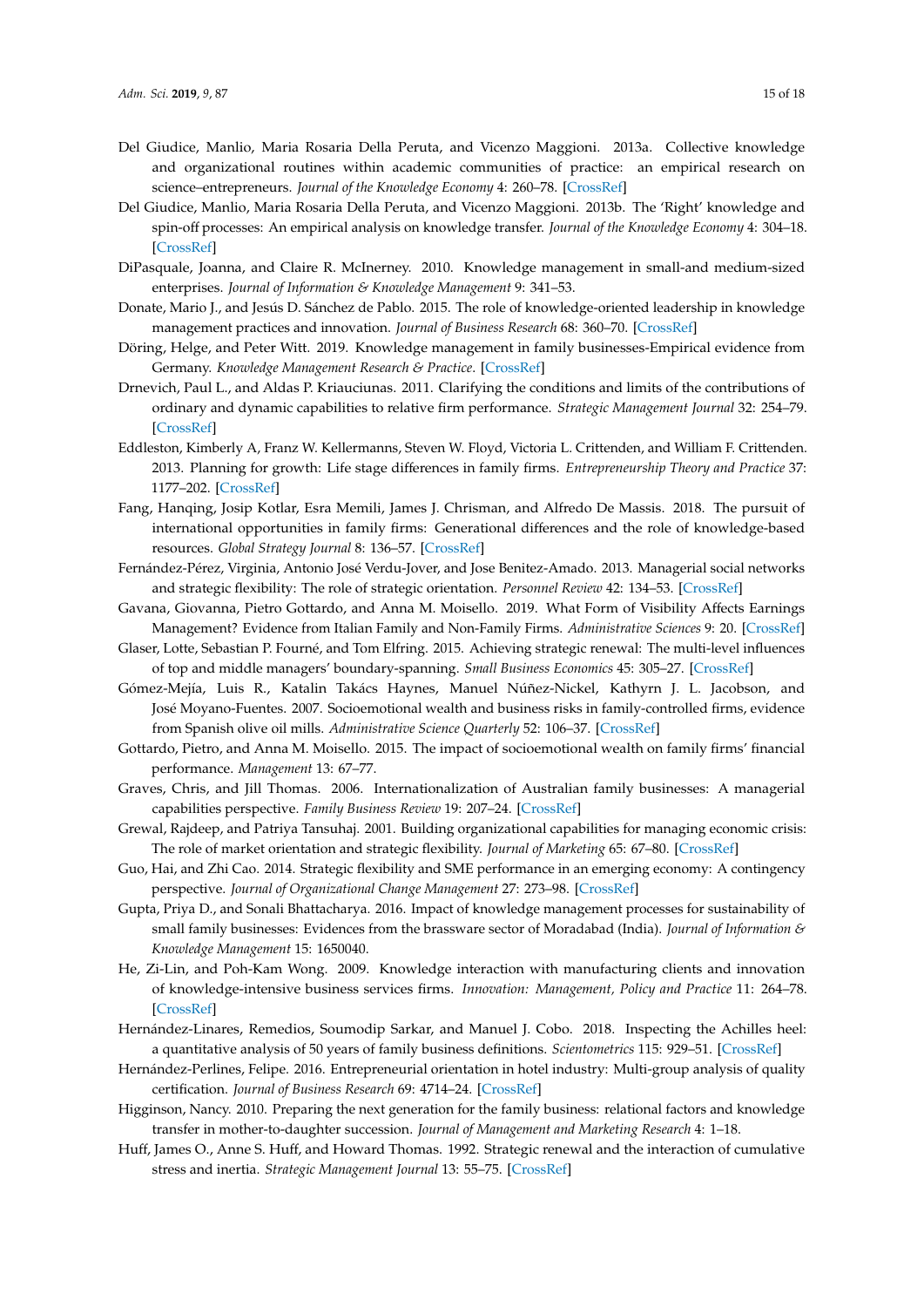Del Giudice, Manlio, Maria Rosaria Della Peruta, and Vicenzo Maggioni. 2013a. Collective knowledge and organizational routines within academic communities of practice: an empirical research on science–entrepreneurs. *Journal of the Knowledge Economy* 4: 260–78. [CrossRef]

Del Giudice, Manlio, Maria Rosaria Della Peruta, and Vicenzo Maggioni. 2013b. The 'Right' knowledge and spin-off processes: An empirical analysis on knowledge transfer. *Journal of the Knowledge Economy* 4: 304–18. [CrossRef]

DiPasquale, Joanna, and Claire R. McInerney. 2010. Knowledge management in small-and medium-sized enterprises. *Journal of Information & Knowledge Management* 9: 341–53.

Donate, Mario J., and Jesús D. Sánchez de Pablo. 2015. The role of knowledge-oriented leadership in knowledge management practices and innovation. *Journal of Business Research* 68: 360–70. [CrossRef]

Döring, Helge, and Peter Witt. 2019. Knowledge management in family businesses-Empirical evidence from Germany. *Knowledge Management Research & Practice*. [CrossRef]

Drnevich, Paul L., and Aldas P. Kriauciunas. 2011. Clarifying the conditions and limits of the contributions of ordinary and dynamic capabilities to relative firm performance. *Strategic Management Journal* 32: 254–79. [CrossRef]

Eddleston, Kimberly A, Franz W. Kellermanns, Steven W. Floyd, Victoria L. Crittenden, and William F. Crittenden. 2013. Planning for growth: Life stage differences in family firms. *Entrepreneurship Theory and Practice* 37: 1177–202. [CrossRef]

Fang, Hanqing, Josip Kotlar, Esra Memili, James J. Chrisman, and Alfredo De Massis. 2018. The pursuit of international opportunities in family firms: Generational differences and the role of knowledge-based resources. *Global Strategy Journal* 8: 136–57. [CrossRef]

Fernández-Pérez, Virginia, Antonio José Verdu-Jover, and Jose Benitez-Amado. 2013. Managerial social networks and strategic flexibility: The role of strategic orientation. *Personnel Review* 42: 134–53. [CrossRef]

Gavana, Giovanna, Pietro Gottardo, and Anna M. Moisello. 2019. What Form of Visibility Affects Earnings Management? Evidence from Italian Family and Non-Family Firms. *Administrative Sciences* 9: 20. [CrossRef]

Glaser, Lotte, Sebastian P. Fourné, and Tom Elfring. 2015. Achieving strategic renewal: The multi-level influences of top and middle managers' boundary-spanning. *Small Business Economics* 45: 305–27. [CrossRef]

Gómez-Mejía, Luis R., Katalin Takács Haynes, Manuel Núñez-Nickel, Kathyrn J. L. Jacobson, and José Moyano-Fuentes. 2007. Socioemotional wealth and business risks in family-controlled firms, evidence from Spanish olive oil mills. *Administrative Science Quarterly* 52: 106–37. [CrossRef]

Gottardo, Pietro, and Anna M. Moisello. 2015. The impact of socioemotional wealth on family firms' financial performance. *Management* 13: 67–77.

Graves, Chris, and Jill Thomas. 2006. Internationalization of Australian family businesses: A managerial capabilities perspective. *Family Business Review* 19: 207–24. [CrossRef]

Grewal, Rajdeep, and Patriya Tansuhaj. 2001. Building organizational capabilities for managing economic crisis: The role of market orientation and strategic flexibility. *Journal of Marketing* 65: 67–80. [CrossRef]

Guo, Hai, and Zhi Cao. 2014. Strategic flexibility and SME performance in an emerging economy: A contingency perspective. *Journal of Organizational Change Management* 27: 273–98. [CrossRef]

Gupta, Priya D., and Sonali Bhattacharya. 2016. Impact of knowledge management processes for sustainability of small family businesses: Evidences from the brassware sector of Moradabad (India). *Journal of Information & Knowledge Management* 15: 1650040.

He, Zi-Lin, and Poh-Kam Wong. 2009. Knowledge interaction with manufacturing clients and innovation of knowledge-intensive business services firms. *Innovation: Management, Policy and Practice* 11: 264–78. [CrossRef]

Hernández-Linares, Remedios, Soumodip Sarkar, and Manuel J. Cobo. 2018. Inspecting the Achilles heel: a quantitative analysis of 50 years of family business definitions. *Scientometrics* 115: 929–51. [CrossRef]

Hernández-Perlines, Felipe. 2016. Entrepreneurial orientation in hotel industry: Multi-group analysis of quality certification. *Journal of Business Research* 69: 4714–24. [CrossRef]

Higginson, Nancy. 2010. Preparing the next generation for the family business: relational factors and knowledge transfer in mother-to-daughter succession. *Journal of Management and Marketing Research* 4: 1–18.

Huff, James O., Anne S. Huff, and Howard Thomas. 1992. Strategic renewal and the interaction of cumulative stress and inertia. *Strategic Management Journal* 13: 55–75. [CrossRef]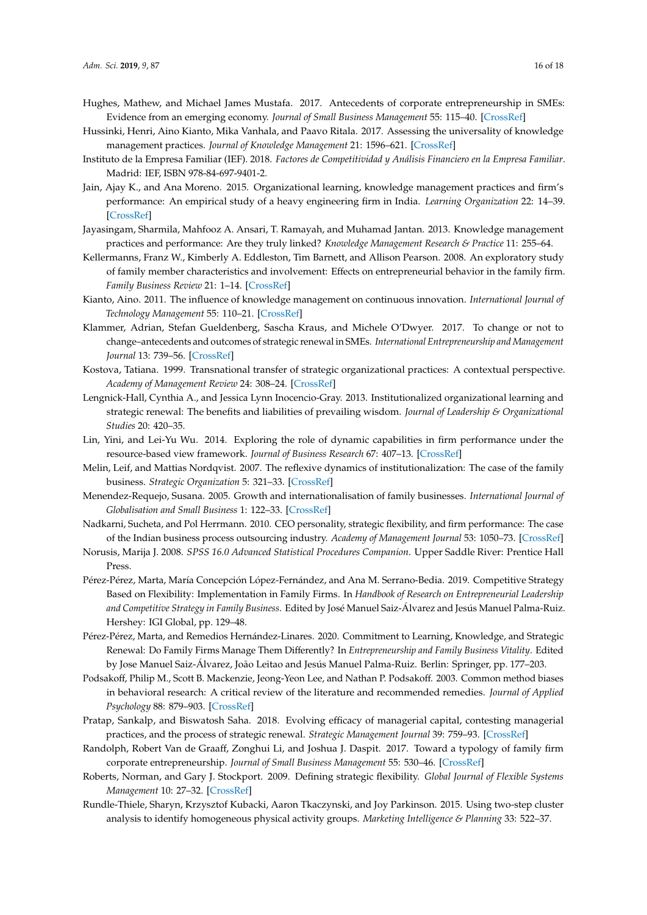Hughes, Mathew, and Michael James Mustafa. 2017. Antecedents of corporate entrepreneurship in SMEs: Evidence from an emerging economy. *Journal of Small Business Management* 55: 115–40. [CrossRef]

Hussinki, Henri, Aino Kianto, Mika Vanhala, and Paavo Ritala. 2017. Assessing the universality of knowledge management practices. *Journal of Knowledge Management* 21: 1596–621. [CrossRef]

Instituto de la Empresa Familiar (IEF). 2018. *Factores de Competitividad y Análisis Financiero en la Empresa Familiar*. Madrid: IEF, ISBN 978-84-697-9401-2.

Jain, Ajay K., and Ana Moreno. 2015. Organizational learning, knowledge management practices and firm's performance: An empirical study of a heavy engineering firm in India. *Learning Organization* 22: 14–39. [CrossRef]

Jayasingam, Sharmila, Mahfooz A. Ansari, T. Ramayah, and Muhamad Jantan. 2013. Knowledge management practices and performance: Are they truly linked? *Knowledge Management Research & Practice* 11: 255–64.

Kellermanns, Franz W., Kimberly A. Eddleston, Tim Barnett, and Allison Pearson. 2008. An exploratory study of family member characteristics and involvement: Effects on entrepreneurial behavior in the family firm. *Family Business Review* 21: 1–14. [CrossRef]

Kianto, Aino. 2011. The influence of knowledge management on continuous innovation. *International Journal of Technology Management* 55: 110–21. [CrossRef]

Klammer, Adrian, Stefan Gueldenberg, Sascha Kraus, and Michele O'Dwyer. 2017. To change or not to change–antecedents and outcomes of strategic renewal in SMEs. *International Entrepreneurship and Management Journal* 13: 739–56. [CrossRef]

Kostova, Tatiana. 1999. Transnational transfer of strategic organizational practices: A contextual perspective. *Academy of Management Review* 24: 308–24. [CrossRef]

Lengnick-Hall, Cynthia A., and Jessica Lynn Inocencio-Gray. 2013. Institutionalized organizational learning and strategic renewal: The benefits and liabilities of prevailing wisdom. *Journal of Leadership & Organizational Studies* 20: 420–35.

Lin, Yini, and Lei-Yu Wu. 2014. Exploring the role of dynamic capabilities in firm performance under the resource-based view framework. *Journal of Business Research* 67: 407–13. [CrossRef]

Melin, Leif, and Mattias Nordqvist. 2007. The reflexive dynamics of institutionalization: The case of the family business. *Strategic Organization* 5: 321–33. [CrossRef]

Menendez-Requejo, Susana. 2005. Growth and internationalisation of family businesses. *International Journal of Globalisation and Small Business* 1: 122–33. [CrossRef]

Nadkarni, Sucheta, and Pol Herrmann. 2010. CEO personality, strategic flexibility, and firm performance: The case of the Indian business process outsourcing industry. *Academy of Management Journal* 53: 1050–73. [CrossRef]

Norusis, Marija J. 2008. *SPSS 16.0 Advanced Statistical Procedures Companion*. Upper Saddle River: Prentice Hall Press.

Pérez-Pérez, Marta, María Concepción López-Fernández, and Ana M. Serrano-Bedia. 2019. Competitive Strategy Based on Flexibility: Implementation in Family Firms. In *Handbook of Research on Entrepreneurial Leadership and Competitive Strategy in Family Business*. Edited by José Manuel Saiz-Álvarez and Jesús Manuel Palma-Ruiz. Hershey: IGI Global, pp. 129–48.

Pérez-Pérez, Marta, and Remedios Hernández-Linares. 2020. Commitment to Learning, Knowledge, and Strategic Renewal: Do Family Firms Manage Them Differently? In *Entrepreneurship and Family Business Vitality*. Edited by Jose Manuel Saiz-Álvarez, João Leitao and Jesús Manuel Palma-Ruiz. Berlin: Springer, pp. 177–203.

Podsakoff, Philip M., Scott B. Mackenzie, Jeong-Yeon Lee, and Nathan P. Podsakoff. 2003. Common method biases in behavioral research: A critical review of the literature and recommended remedies. *Journal of Applied Psychology* 88: 879–903. [CrossRef]

Pratap, Sankalp, and Biswatosh Saha. 2018. Evolving efficacy of managerial capital, contesting managerial practices, and the process of strategic renewal. *Strategic Management Journal* 39: 759–93. [CrossRef]

Randolph, Robert Van de Graaff, Zonghui Li, and Joshua J. Daspit. 2017. Toward a typology of family firm corporate entrepreneurship. *Journal of Small Business Management* 55: 530–46. [CrossRef]

Roberts, Norman, and Gary J. Stockport. 2009. Defining strategic flexibility. *Global Journal of Flexible Systems Management* 10: 27–32. [CrossRef]

Rundle-Thiele, Sharyn, Krzysztof Kubacki, Aaron Tkaczynski, and Joy Parkinson. 2015. Using two-step cluster analysis to identify homogeneous physical activity groups. *Marketing Intelligence & Planning* 33: 522–37.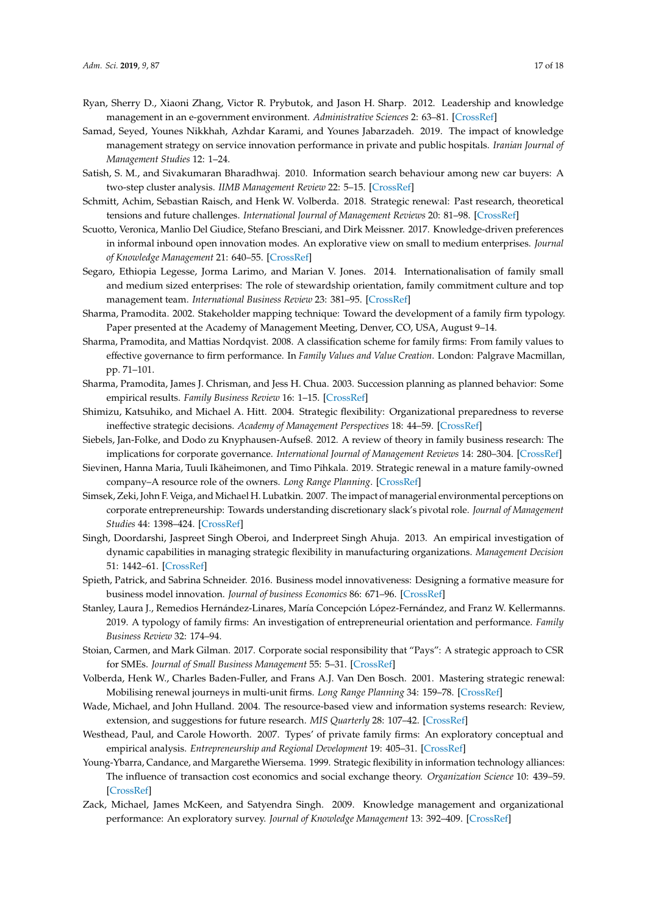Ryan, Sherry D., Xiaoni Zhang, Victor R. Prybutok, and Jason H. Sharp. 2012. Leadership and knowledge management in an e-government environment. *Administrative Sciences* 2: 63–81. [CrossRef]

Samad, Seyed, Younes Nikkhah, Azhdar Karami, and Younes Jabarzadeh. 2019. The impact of knowledge management strategy on service innovation performance in private and public hospitals. *Iranian Journal of Management Studies* 12: 1–24.

Satish, S. M., and Sivakumaran Bharadhwaj. 2010. Information search behaviour among new car buyers: A two-step cluster analysis. *IIMB Management Review* 22: 5–15. [CrossRef]

Schmitt, Achim, Sebastian Raisch, and Henk W. Volberda. 2018. Strategic renewal: Past research, theoretical tensions and future challenges. *International Journal of Management Reviews* 20: 81–98. [CrossRef]

Scuotto, Veronica, Manlio Del Giudice, Stefano Bresciani, and Dirk Meissner. 2017. Knowledge-driven preferences in informal inbound open innovation modes. An explorative view on small to medium enterprises. *Journal of Knowledge Management* 21: 640–55. [CrossRef]

Segaro, Ethiopia Legesse, Jorma Larimo, and Marian V. Jones. 2014. Internationalisation of family small and medium sized enterprises: The role of stewardship orientation, family commitment culture and top management team. *International Business Review* 23: 381–95. [CrossRef]

Sharma, Pramodita. 2002. Stakeholder mapping technique: Toward the development of a family firm typology. Paper presented at the Academy of Management Meeting, Denver, CO, USA, August 9–14.

Sharma, Pramodita, and Mattias Nordqvist. 2008. A classification scheme for family firms: From family values to effective governance to firm performance. In *Family Values and Value Creation*. London: Palgrave Macmillan, pp. 71–101.

Sharma, Pramodita, James J. Chrisman, and Jess H. Chua. 2003. Succession planning as planned behavior: Some empirical results. *Family Business Review* 16: 1–15. [CrossRef]

Shimizu, Katsuhiko, and Michael A. Hitt. 2004. Strategic flexibility: Organizational preparedness to reverse ineffective strategic decisions. *Academy of Management Perspectives* 18: 44–59. [CrossRef]

Siebels, Jan-Folke, and Dodo zu Knyphausen-Aufseß. 2012. A review of theory in family business research: The implications for corporate governance. *International Journal of Management Reviews* 14: 280–304. [CrossRef]

Sievinen, Hanna Maria, Tuuli Ikäheimonen, and Timo Pihkala. 2019. Strategic renewal in a mature family-owned company–A resource role of the owners. *Long Range Planning*. [CrossRef]

Simsek, Zeki, John F. Veiga, and Michael H. Lubatkin. 2007. The impact of managerial environmental perceptions on corporate entrepreneurship: Towards understanding discretionary slack's pivotal role. *Journal of Management Studies* 44: 1398–424. [CrossRef]

Singh, Doordarshi, Jaspreet Singh Oberoi, and Inderpreet Singh Ahuja. 2013. An empirical investigation of dynamic capabilities in managing strategic flexibility in manufacturing organizations. *Management Decision* 51: 1442–61. [CrossRef]

Spieth, Patrick, and Sabrina Schneider. 2016. Business model innovativeness: Designing a formative measure for business model innovation. *Journal of business Economics* 86: 671–96. [CrossRef]

Stanley, Laura J., Remedios Hernández-Linares, María Concepción López-Fernández, and Franz W. Kellermanns. 2019. A typology of family firms: An investigation of entrepreneurial orientation and performance. *Family Business Review* 32: 174–94.

Stoian, Carmen, and Mark Gilman. 2017. Corporate social responsibility that "Pays": A strategic approach to CSR for SMEs. *Journal of Small Business Management* 55: 5–31. [CrossRef]

Volberda, Henk W., Charles Baden-Fuller, and Frans A.J. Van Den Bosch. 2001. Mastering strategic renewal: Mobilising renewal journeys in multi-unit firms. *Long Range Planning* 34: 159–78. [CrossRef]

Wade, Michael, and John Hulland. 2004. The resource-based view and information systems research: Review, extension, and suggestions for future research. *MIS Quarterly* 28: 107–42. [CrossRef]

Westhead, Paul, and Carole Howorth. 2007. Types' of private family firms: An exploratory conceptual and empirical analysis. *Entrepreneurship and Regional Development* 19: 405–31. [CrossRef]

Young-Ybarra, Candance, and Margarethe Wiersema. 1999. Strategic flexibility in information technology alliances: The influence of transaction cost economics and social exchange theory. *Organization Science* 10: 439–59. [CrossRef]

Zack, Michael, James McKeen, and Satyendra Singh. 2009. Knowledge management and organizational performance: An exploratory survey. *Journal of Knowledge Management* 13: 392–409. [CrossRef]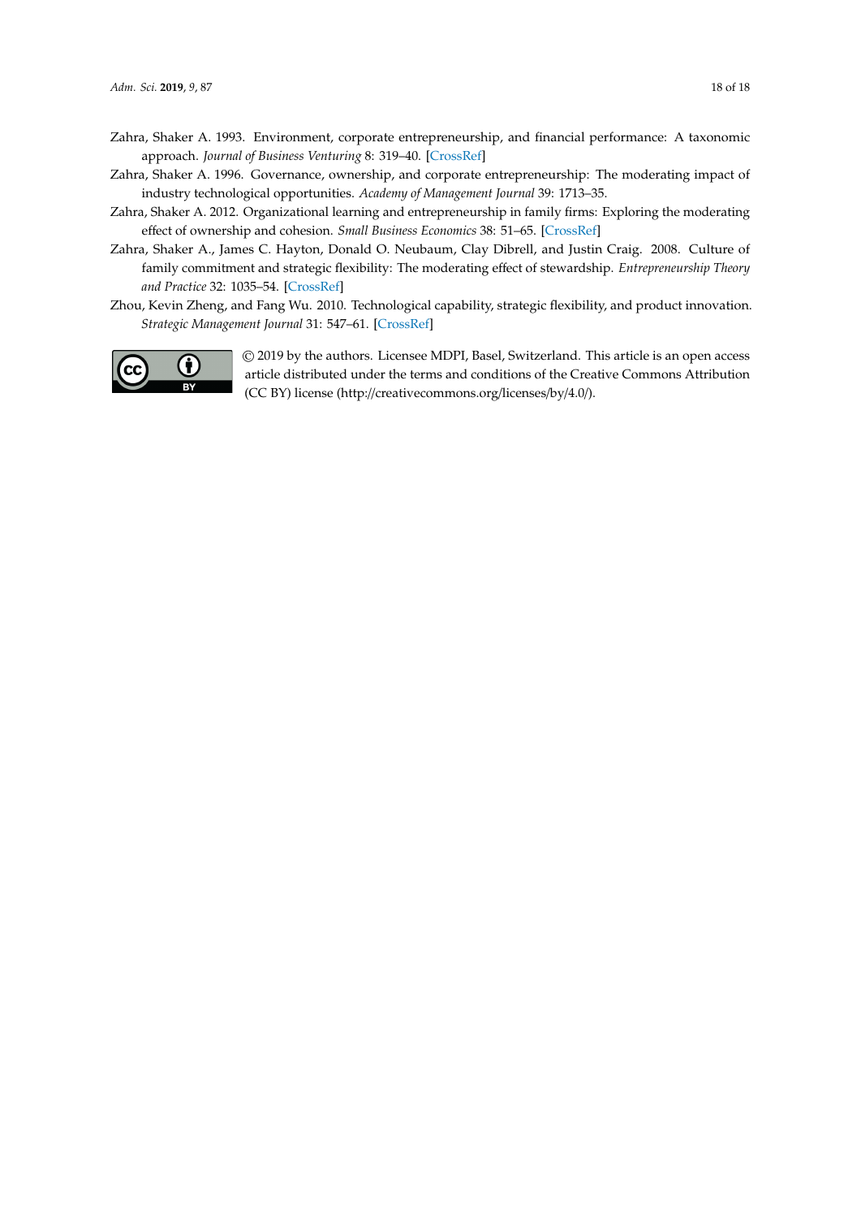Zahra, Shaker A. 1993. Environment, corporate entrepreneurship, and financial performance: A taxonomic approach. *Journal of Business Venturing* 8: 319–40. [CrossRef]

Zahra, Shaker A. 1996. Governance, ownership, and corporate entrepreneurship: The moderating impact of industry technological opportunities. *Academy of Management Journal* 39: 1713–35.

Zahra, Shaker A. 2012. Organizational learning and entrepreneurship in family firms: Exploring the moderating effect of ownership and cohesion. *Small Business Economics* 38: 51–65. [CrossRef]

Zahra, Shaker A., James C. Hayton, Donald O. Neubaum, Clay Dibrell, and Justin Craig. 2008. Culture of family commitment and strategic flexibility: The moderating effect of stewardship. *Entrepreneurship Theory and Practice* 32: 1035–54. [CrossRef]

Zhou, Kevin Zheng, and Fang Wu. 2010. Technological capability, strategic flexibility, and product innovation. *Strategic Management Journal* 31: 547–61. [CrossRef]

© 2019 by the authors. Licensee MDPI, Basel, Switzerland. This article is an open access article distributed under the terms and conditions of the Creative Commons Attribution (CC BY) license (http://creativecommons.org/licenses/by/4.0/).